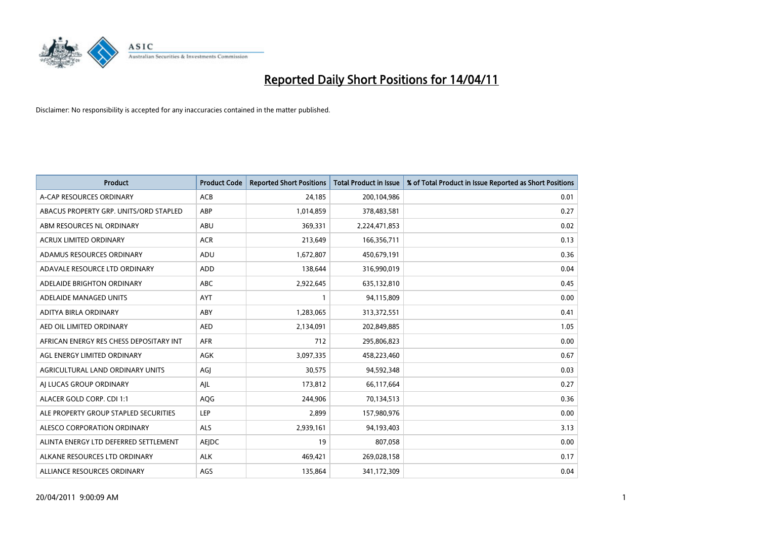# Reported Daily Short Positions for 14/04/11

Disclaimer: No responsibility is accepted for any inaccuracies contained in the matter published.

| Product | Product Code | Reported Short Positions | Total Product in Issue | % of Total Product in Issue Reported as Short Positions |
|---|---|---|---|---|
| A-CAP RESOURCES ORDINARY | ACB | 24,185 | 200,104,986 | 0.01 |
| ABACUS PROPERTY GRP. UNITS/ORD STAPLED | ABP | 1,014,859 | 378,483,581 | 0.27 |
| ABM RESOURCES NL ORDINARY | ABU | 369,331 | 2,224,471,853 | 0.02 |
| ACRUX LIMITED ORDINARY | ACR | 213,649 | 166,356,711 | 0.13 |
| ADAMUS RESOURCES ORDINARY | ADU | 1,672,807 | 450,679,191 | 0.36 |
| ADAVALE RESOURCE LTD ORDINARY | ADD | 138,644 | 316,990,019 | 0.04 |
| ADELAIDE BRIGHTON ORDINARY | ABC | 2,922,645 | 635,132,810 | 0.45 |
| ADELAIDE MANAGED UNITS | AYT | 1 | 94,115,809 | 0.00 |
| ADITYA BIRLA ORDINARY | ABY | 1,283,065 | 313,372,551 | 0.41 |
| AED OIL LIMITED ORDINARY | AED | 2,134,091 | 202,849,885 | 1.05 |
| AFRICAN ENERGY RES CHESS DEPOSITARY INT | AFR | 712 | 295,806,823 | 0.00 |
| AGL ENERGY LIMITED ORDINARY | AGK | 3,097,335 | 458,223,460 | 0.67 |
| AGRICULTURAL LAND ORDINARY UNITS | AGJ | 30,575 | 94,592,348 | 0.03 |
| AJ LUCAS GROUP ORDINARY | AJL | 173,812 | 66,117,664 | 0.27 |
| ALACER GOLD CORP. CDI 1:1 | AQG | 244,906 | 70,134,513 | 0.36 |
| ALE PROPERTY GROUP STAPLED SECURITIES | LEP | 2,899 | 157,980,976 | 0.00 |
| ALESCO CORPORATION ORDINARY | ALS | 2,939,161 | 94,193,403 | 3.13 |
| ALINTA ENERGY LTD DEFERRED SETTLEMENT | AEJDC | 19 | 807,058 | 0.00 |
| ALKANE RESOURCES LTD ORDINARY | ALK | 469,421 | 269,028,158 | 0.17 |
| ALLIANCE RESOURCES ORDINARY | AGS | 135,864 | 341,172,309 | 0.04 |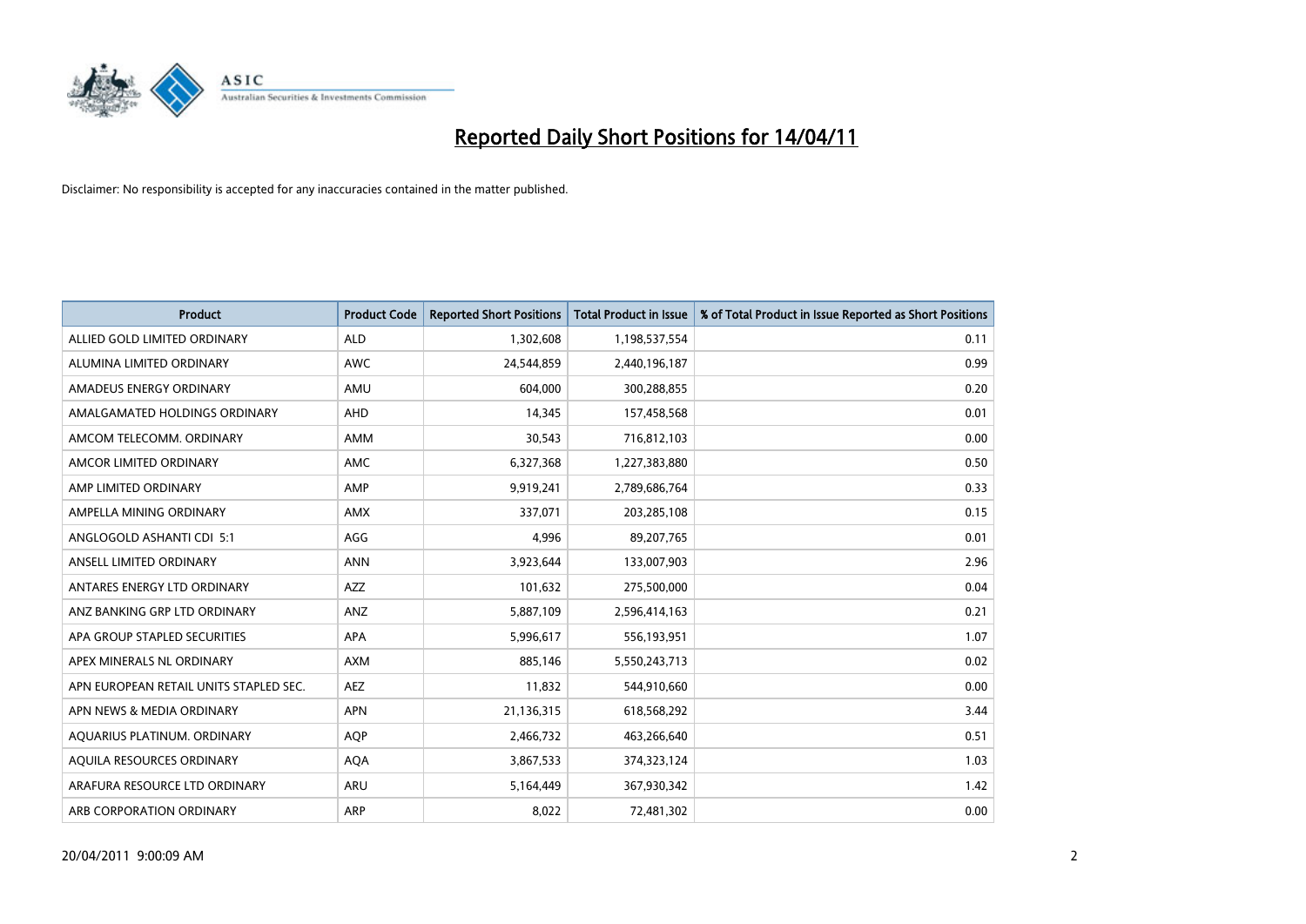# Reported Daily Short Positions for 14/04/11

Disclaimer: No responsibility is accepted for any inaccuracies contained in the matter published.

| Product | Product Code | Reported Short Positions | Total Product in Issue | % of Total Product in Issue Reported as Short Positions |
|---|---|---|---|---|
| ALLIED GOLD LIMITED ORDINARY | ALD | 1,302,608 | 1,198,537,554 | 0.11 |
| ALUMINA LIMITED ORDINARY | AWC | 24,544,859 | 2,440,196,187 | 0.99 |
| AMADEUS ENERGY ORDINARY | AMU | 604,000 | 300,288,855 | 0.20 |
| AMALGAMATED HOLDINGS ORDINARY | AHD | 14,345 | 157,458,568 | 0.01 |
| AMCOM TELECOMM. ORDINARY | AMM | 30,543 | 716,812,103 | 0.00 |
| AMCOR LIMITED ORDINARY | AMC | 6,327,368 | 1,227,383,880 | 0.50 |
| AMP LIMITED ORDINARY | AMP | 9,919,241 | 2,789,686,764 | 0.33 |
| AMPELLA MINING ORDINARY | AMX | 337,071 | 203,285,108 | 0.15 |
| ANGLOGOLD ASHANTI CDI 5:1 | AGG | 4,996 | 89,207,765 | 0.01 |
| ANSELL LIMITED ORDINARY | ANN | 3,923,644 | 133,007,903 | 2.96 |
| ANTARES ENERGY LTD ORDINARY | AZZ | 101,632 | 275,500,000 | 0.04 |
| ANZ BANKING GRP LTD ORDINARY | ANZ | 5,887,109 | 2,596,414,163 | 0.21 |
| APA GROUP STAPLED SECURITIES | APA | 5,996,617 | 556,193,951 | 1.07 |
| APEX MINERALS NL ORDINARY | AXM | 885,146 | 5,550,243,713 | 0.02 |
| APN EUROPEAN RETAIL UNITS STAPLED SEC. | AEZ | 11,832 | 544,910,660 | 0.00 |
| APN NEWS & MEDIA ORDINARY | APN | 21,136,315 | 618,568,292 | 3.44 |
| AQUARIUS PLATINUM. ORDINARY | AQP | 2,466,732 | 463,266,640 | 0.51 |
| AQUILA RESOURCES ORDINARY | AQA | 3,867,533 | 374,323,124 | 1.03 |
| ARAFURA RESOURCE LTD ORDINARY | ARU | 5,164,449 | 367,930,342 | 1.42 |
| ARB CORPORATION ORDINARY | ARP | 8,022 | 72,481,302 | 0.00 |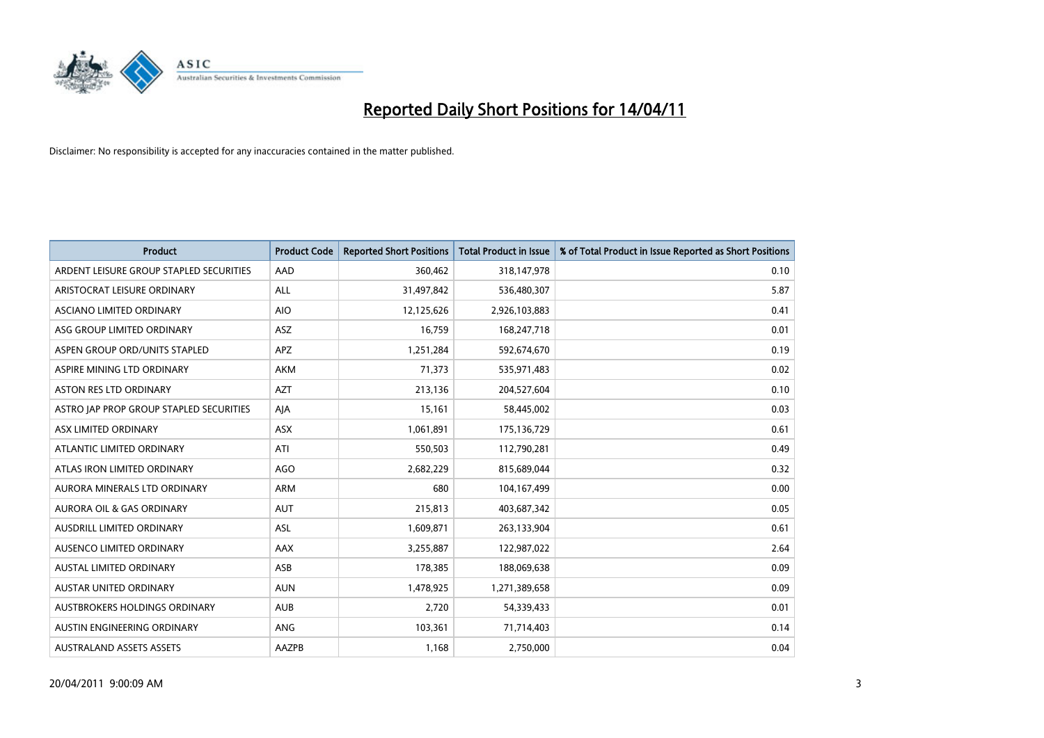# Reported Daily Short Positions for 14/04/11

Disclaimer: No responsibility is accepted for any inaccuracies contained in the matter published.

| Product | Product Code | Reported Short Positions | Total Product in Issue | % of Total Product in Issue Reported as Short Positions |
|---|---|---|---|---|
| ARDENT LEISURE GROUP STAPLED SECURITIES | AAD | 360,462 | 318,147,978 | 0.10 |
| ARISTOCRAT LEISURE ORDINARY | ALL | 31,497,842 | 536,480,307 | 5.87 |
| ASCIANO LIMITED ORDINARY | AIO | 12,125,626 | 2,926,103,883 | 0.41 |
| ASG GROUP LIMITED ORDINARY | ASZ | 16,759 | 168,247,718 | 0.01 |
| ASPEN GROUP ORD/UNITS STAPLED | APZ | 1,251,284 | 592,674,670 | 0.19 |
| ASPIRE MINING LTD ORDINARY | AKM | 71,373 | 535,971,483 | 0.02 |
| ASTON RES LTD ORDINARY | AZT | 213,136 | 204,527,604 | 0.10 |
| ASTRO JAP PROP GROUP STAPLED SECURITIES | AJA | 15,161 | 58,445,002 | 0.03 |
| ASX LIMITED ORDINARY | ASX | 1,061,891 | 175,136,729 | 0.61 |
| ATLANTIC LIMITED ORDINARY | ATI | 550,503 | 112,790,281 | 0.49 |
| ATLAS IRON LIMITED ORDINARY | AGO | 2,682,229 | 815,689,044 | 0.32 |
| AURORA MINERALS LTD ORDINARY | ARM | 680 | 104,167,499 | 0.00 |
| AURORA OIL & GAS ORDINARY | AUT | 215,813 | 403,687,342 | 0.05 |
| AUSDRILL LIMITED ORDINARY | ASL | 1,609,871 | 263,133,904 | 0.61 |
| AUSENCO LIMITED ORDINARY | AAX | 3,255,887 | 122,987,022 | 2.64 |
| AUSTAL LIMITED ORDINARY | ASB | 178,385 | 188,069,638 | 0.09 |
| AUSTAR UNITED ORDINARY | AUN | 1,478,925 | 1,271,389,658 | 0.09 |
| AUSTBROKERS HOLDINGS ORDINARY | AUB | 2,720 | 54,339,433 | 0.01 |
| AUSTIN ENGINEERING ORDINARY | ANG | 103,361 | 71,714,403 | 0.14 |
| AUSTRALAND ASSETS ASSETS | AAZPB | 1,168 | 2,750,000 | 0.04 |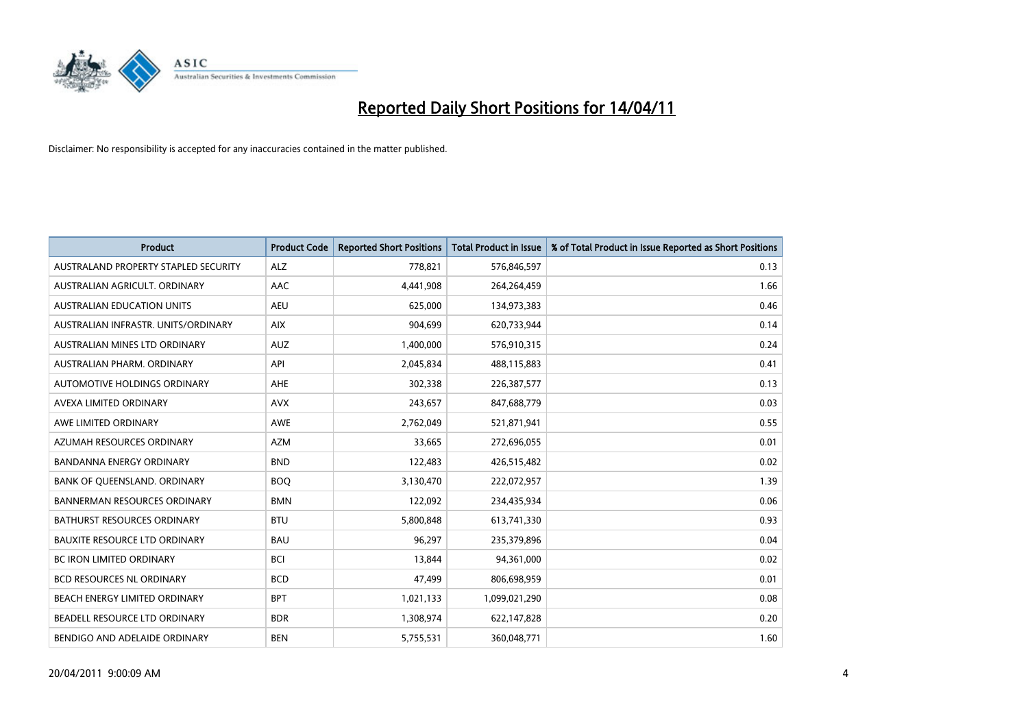# Reported Daily Short Positions for 14/04/11

Disclaimer: No responsibility is accepted for any inaccuracies contained in the matter published.

| Product | Product Code | Reported Short Positions | Total Product in Issue | % of Total Product in Issue Reported as Short Positions |
|---|---|---|---|---|
| AUSTRALAND PROPERTY STAPLED SECURITY | ALZ | 778,821 | 576,846,597 | 0.13 |
| AUSTRALIAN AGRICULT. ORDINARY | AAC | 4,441,908 | 264,264,459 | 1.66 |
| AUSTRALIAN EDUCATION UNITS | AEU | 625,000 | 134,973,383 | 0.46 |
| AUSTRALIAN INFRASTR. UNITS/ORDINARY | AIX | 904,699 | 620,733,944 | 0.14 |
| AUSTRALIAN MINES LTD ORDINARY | AUZ | 1,400,000 | 576,910,315 | 0.24 |
| AUSTRALIAN PHARM. ORDINARY | API | 2,045,834 | 488,115,883 | 0.41 |
| AUTOMOTIVE HOLDINGS ORDINARY | AHE | 302,338 | 226,387,577 | 0.13 |
| AVEXA LIMITED ORDINARY | AVX | 243,657 | 847,688,779 | 0.03 |
| AWE LIMITED ORDINARY | AWE | 2,762,049 | 521,871,941 | 0.55 |
| AZUMAH RESOURCES ORDINARY | AZM | 33,665 | 272,696,055 | 0.01 |
| BANDANNA ENERGY ORDINARY | BND | 122,483 | 426,515,482 | 0.02 |
| BANK OF QUEENSLAND. ORDINARY | BOQ | 3,130,470 | 222,072,957 | 1.39 |
| BANNERMAN RESOURCES ORDINARY | BMN | 122,092 | 234,435,934 | 0.06 |
| BATHURST RESOURCES ORDINARY | BTU | 5,800,848 | 613,741,330 | 0.93 |
| BAUXITE RESOURCE LTD ORDINARY | BAU | 96,297 | 235,379,896 | 0.04 |
| BC IRON LIMITED ORDINARY | BCI | 13,844 | 94,361,000 | 0.02 |
| BCD RESOURCES NL ORDINARY | BCD | 47,499 | 806,698,959 | 0.01 |
| BEACH ENERGY LIMITED ORDINARY | BPT | 1,021,133 | 1,099,021,290 | 0.08 |
| BEADELL RESOURCE LTD ORDINARY | BDR | 1,308,974 | 622,147,828 | 0.20 |
| BENDIGO AND ADELAIDE ORDINARY | BEN | 5,755,531 | 360,048,771 | 1.60 |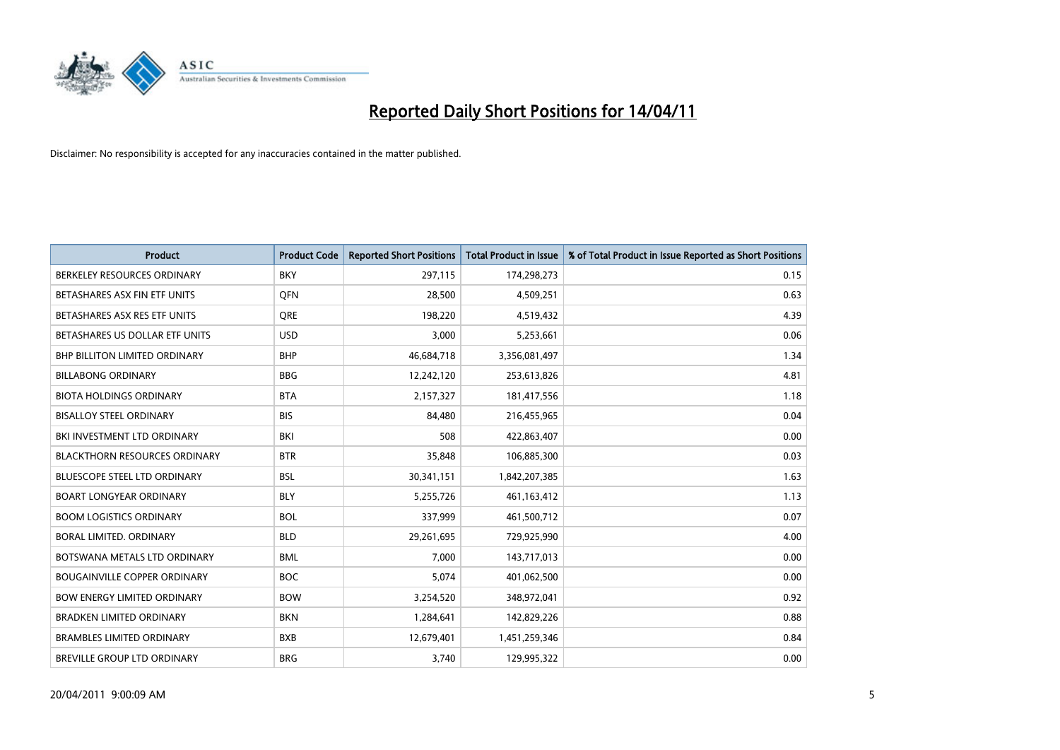# Reported Daily Short Positions for 14/04/11

Disclaimer: No responsibility is accepted for any inaccuracies contained in the matter published.

| Product | Product Code | Reported Short Positions | Total Product in Issue | % of Total Product in Issue Reported as Short Positions |
|---|---|---|---|---|
| BERKELEY RESOURCES ORDINARY | BKY | 297,115 | 174,298,273 | 0.15 |
| BETASHARES ASX FIN ETF UNITS | QFN | 28,500 | 4,509,251 | 0.63 |
| BETASHARES ASX RES ETF UNITS | QRE | 198,220 | 4,519,432 | 4.39 |
| BETASHARES US DOLLAR ETF UNITS | USD | 3,000 | 5,253,661 | 0.06 |
| BHP BILLITON LIMITED ORDINARY | BHP | 46,684,718 | 3,356,081,497 | 1.34 |
| BILLABONG ORDINARY | BBG | 12,242,120 | 253,613,826 | 4.81 |
| BIOTA HOLDINGS ORDINARY | BTA | 2,157,327 | 181,417,556 | 1.18 |
| BISALLOY STEEL ORDINARY | BIS | 84,480 | 216,455,965 | 0.04 |
| BKI INVESTMENT LTD ORDINARY | BKI | 508 | 422,863,407 | 0.00 |
| BLACKTHORN RESOURCES ORDINARY | BTR | 35,848 | 106,885,300 | 0.03 |
| BLUESCOPE STEEL LTD ORDINARY | BSL | 30,341,151 | 1,842,207,385 | 1.63 |
| BOART LONGYEAR ORDINARY | BLY | 5,255,726 | 461,163,412 | 1.13 |
| BOOM LOGISTICS ORDINARY | BOL | 337,999 | 461,500,712 | 0.07 |
| BORAL LIMITED. ORDINARY | BLD | 29,261,695 | 729,925,990 | 4.00 |
| BOTSWANA METALS LTD ORDINARY | BML | 7,000 | 143,717,013 | 0.00 |
| BOUGAINVILLE COPPER ORDINARY | BOC | 5,074 | 401,062,500 | 0.00 |
| BOW ENERGY LIMITED ORDINARY | BOW | 3,254,520 | 348,972,041 | 0.92 |
| BRADKEN LIMITED ORDINARY | BKN | 1,284,641 | 142,829,226 | 0.88 |
| BRAMBLES LIMITED ORDINARY | BXB | 12,679,401 | 1,451,259,346 | 0.84 |
| BREVILLE GROUP LTD ORDINARY | BRG | 3,740 | 129,995,322 | 0.00 |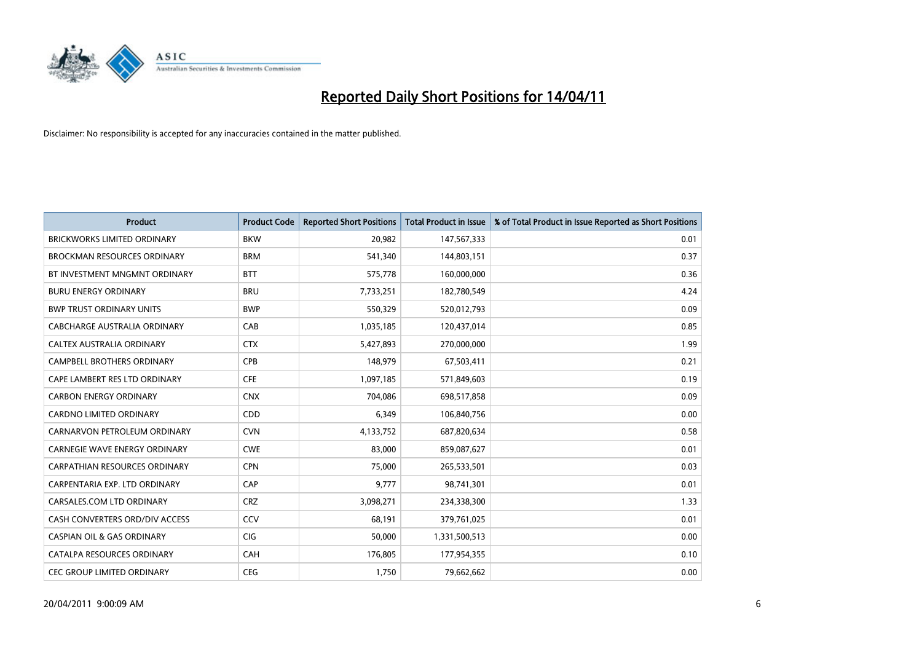# Reported Daily Short Positions for 14/04/11

Disclaimer: No responsibility is accepted for any inaccuracies contained in the matter published.

| Product | Product Code | Reported Short Positions | Total Product in Issue | % of Total Product in Issue Reported as Short Positions |
|---|---|---|---|---|
| BRICKWORKS LIMITED ORDINARY | BKW | 20,982 | 147,567,333 | 0.01 |
| BROCKMAN RESOURCES ORDINARY | BRM | 541,340 | 144,803,151 | 0.37 |
| BT INVESTMENT MNGMNT ORDINARY | BTT | 575,778 | 160,000,000 | 0.36 |
| BURU ENERGY ORDINARY | BRU | 7,733,251 | 182,780,549 | 4.24 |
| BWP TRUST ORDINARY UNITS | BWP | 550,329 | 520,012,793 | 0.09 |
| CABCHARGE AUSTRALIA ORDINARY | CAB | 1,035,185 | 120,437,014 | 0.85 |
| CALTEX AUSTRALIA ORDINARY | CTX | 5,427,893 | 270,000,000 | 1.99 |
| CAMPBELL BROTHERS ORDINARY | CPB | 148,979 | 67,503,411 | 0.21 |
| CAPE LAMBERT RES LTD ORDINARY | CFE | 1,097,185 | 571,849,603 | 0.19 |
| CARBON ENERGY ORDINARY | CNX | 704,086 | 698,517,858 | 0.09 |
| CARDNO LIMITED ORDINARY | CDD | 6,349 | 106,840,756 | 0.00 |
| CARNARVON PETROLEUM ORDINARY | CVN | 4,133,752 | 687,820,634 | 0.58 |
| CARNEGIE WAVE ENERGY ORDINARY | CWE | 83,000 | 859,087,627 | 0.01 |
| CARPATHIAN RESOURCES ORDINARY | CPN | 75,000 | 265,533,501 | 0.03 |
| CARPENTARIA EXP. LTD ORDINARY | CAP | 9,777 | 98,741,301 | 0.01 |
| CARSALES.COM LTD ORDINARY | CRZ | 3,098,271 | 234,338,300 | 1.33 |
| CASH CONVERTERS ORD/DIV ACCESS | CCV | 68,191 | 379,761,025 | 0.01 |
| CASPIAN OIL & GAS ORDINARY | CIG | 50,000 | 1,331,500,513 | 0.00 |
| CATALPA RESOURCES ORDINARY | CAH | 176,805 | 177,954,355 | 0.10 |
| CEC GROUP LIMITED ORDINARY | CEG | 1,750 | 79,662,662 | 0.00 |

20/04/2011 9:00:09 AM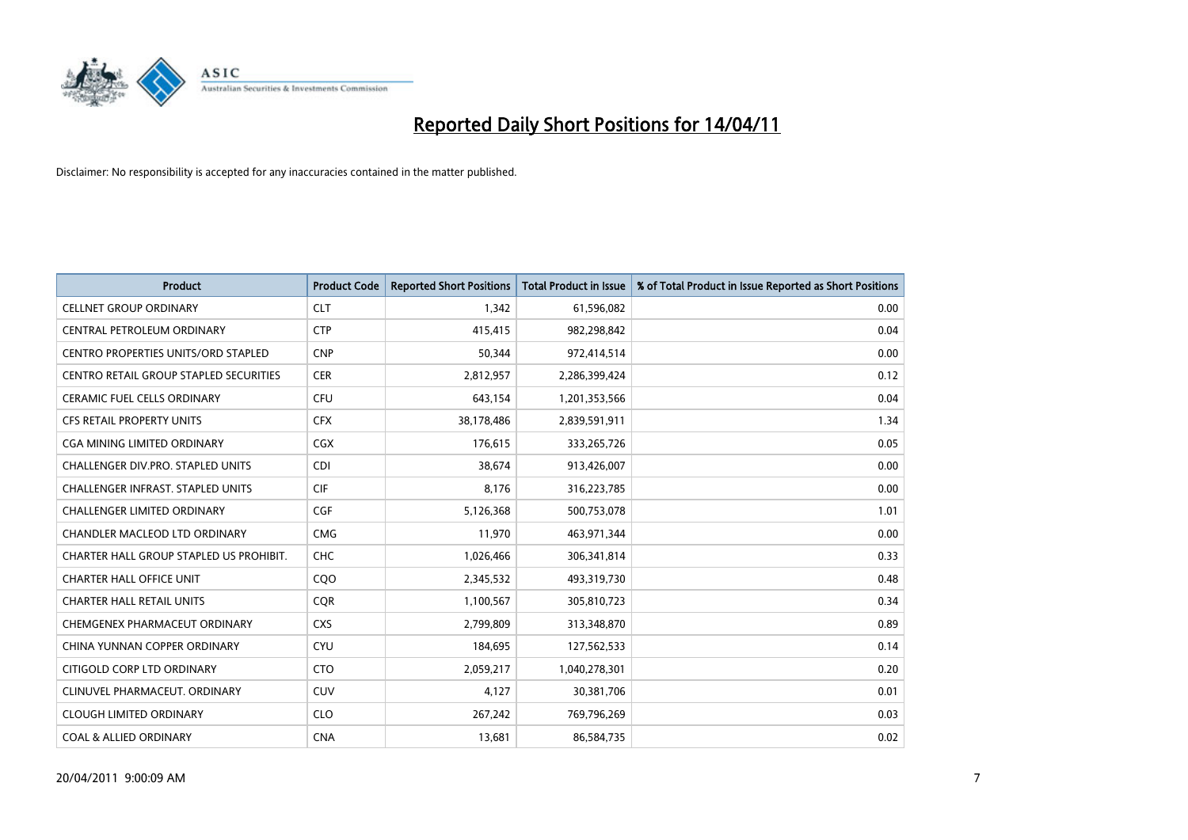# Reported Daily Short Positions for 14/04/11

Disclaimer: No responsibility is accepted for any inaccuracies contained in the matter published.

| Product | Product Code | Reported Short Positions | Total Product in Issue | % of Total Product in Issue Reported as Short Positions |
|---|---|---|---|---|
| CELLNET GROUP ORDINARY | CLT | 1,342 | 61,596,082 | 0.00 |
| CENTRAL PETROLEUM ORDINARY | CTP | 415,415 | 982,298,842 | 0.04 |
| CENTRO PROPERTIES UNITS/ORD STAPLED | CNP | 50,344 | 972,414,514 | 0.00 |
| CENTRO RETAIL GROUP STAPLED SECURITIES | CER | 2,812,957 | 2,286,399,424 | 0.12 |
| CERAMIC FUEL CELLS ORDINARY | CFU | 643,154 | 1,201,353,566 | 0.04 |
| CFS RETAIL PROPERTY UNITS | CFX | 38,178,486 | 2,839,591,911 | 1.34 |
| CGA MINING LIMITED ORDINARY | CGX | 176,615 | 333,265,726 | 0.05 |
| CHALLENGER DIV.PRO. STAPLED UNITS | CDI | 38,674 | 913,426,007 | 0.00 |
| CHALLENGER INFRAST. STAPLED UNITS | CIF | 8,176 | 316,223,785 | 0.00 |
| CHALLENGER LIMITED ORDINARY | CGF | 5,126,368 | 500,753,078 | 1.01 |
| CHANDLER MACLEOD LTD ORDINARY | CMG | 11,970 | 463,971,344 | 0.00 |
| CHARTER HALL GROUP STAPLED US PROHIBIT. | CHC | 1,026,466 | 306,341,814 | 0.33 |
| CHARTER HALL OFFICE UNIT | CQO | 2,345,532 | 493,319,730 | 0.48 |
| CHARTER HALL RETAIL UNITS | CQR | 1,100,567 | 305,810,723 | 0.34 |
| CHEMGENEX PHARMACEUT ORDINARY | CXS | 2,799,809 | 313,348,870 | 0.89 |
| CHINA YUNNAN COPPER ORDINARY | CYU | 184,695 | 127,562,533 | 0.14 |
| CITIGOLD CORP LTD ORDINARY | CTO | 2,059,217 | 1,040,278,301 | 0.20 |
| CLINUVEL PHARMACEUT. ORDINARY | CUV | 4,127 | 30,381,706 | 0.01 |
| CLOUGH LIMITED ORDINARY | CLO | 267,242 | 769,796,269 | 0.03 |
| COAL & ALLIED ORDINARY | CNA | 13,681 | 86,584,735 | 0.02 |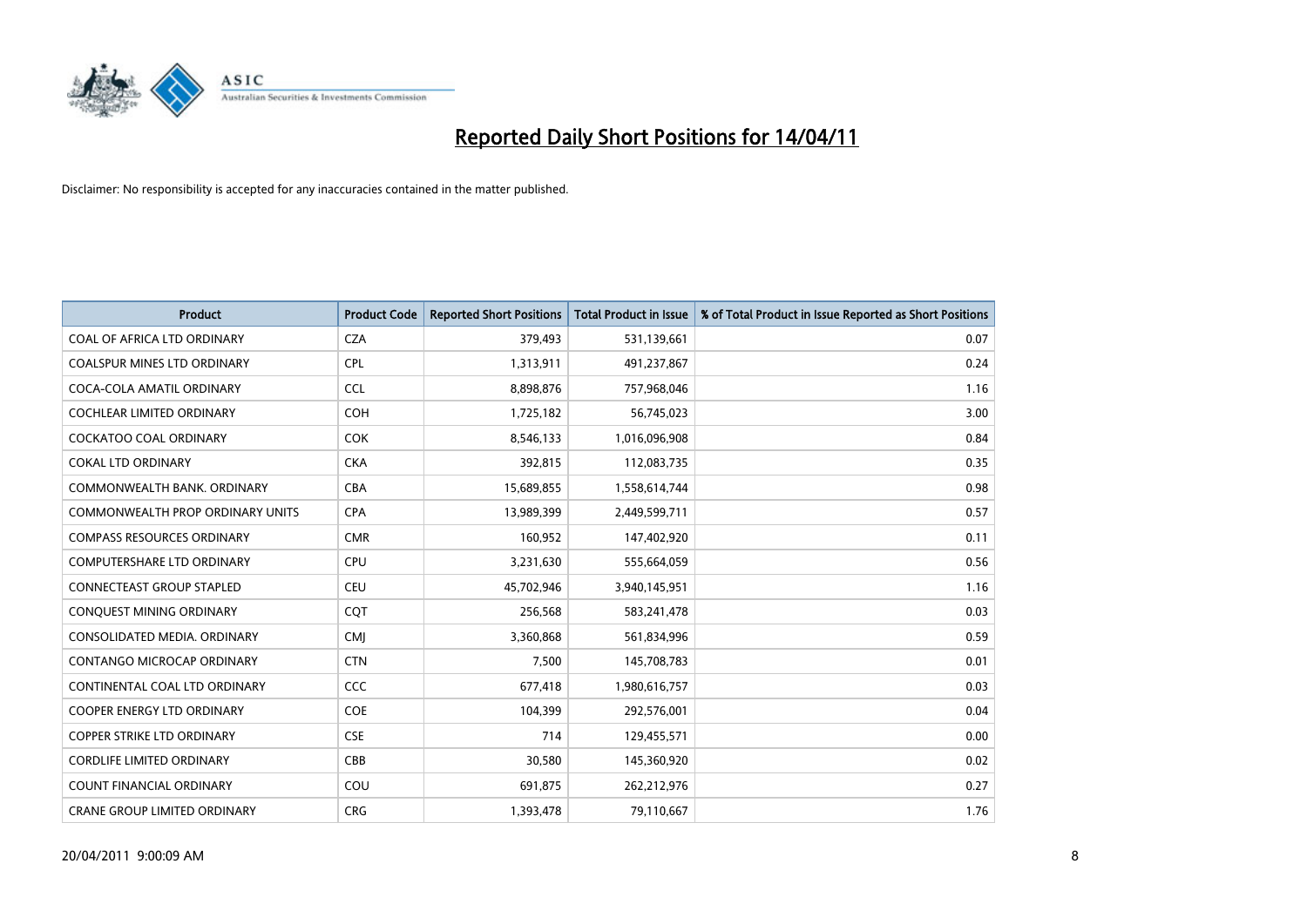# Reported Daily Short Positions for 14/04/11

Disclaimer: No responsibility is accepted for any inaccuracies contained in the matter published.

| Product | Product Code | Reported Short Positions | Total Product in Issue | % of Total Product in Issue Reported as Short Positions |
|---|---|---|---|---|
| COAL OF AFRICA LTD ORDINARY | CZA | 379,493 | 531,139,661 | 0.07 |
| COALSPUR MINES LTD ORDINARY | CPL | 1,313,911 | 491,237,867 | 0.24 |
| COCA-COLA AMATIL ORDINARY | CCL | 8,898,876 | 757,968,046 | 1.16 |
| COCHLEAR LIMITED ORDINARY | COH | 1,725,182 | 56,745,023 | 3.00 |
| COCKATOO COAL ORDINARY | COK | 8,546,133 | 1,016,096,908 | 0.84 |
| COKAL LTD ORDINARY | CKA | 392,815 | 112,083,735 | 0.35 |
| COMMONWEALTH BANK. ORDINARY | CBA | 15,689,855 | 1,558,614,744 | 0.98 |
| COMMONWEALTH PROP ORDINARY UNITS | CPA | 13,989,399 | 2,449,599,711 | 0.57 |
| COMPASS RESOURCES ORDINARY | CMR | 160,952 | 147,402,920 | 0.11 |
| COMPUTERSHARE LTD ORDINARY | CPU | 3,231,630 | 555,664,059 | 0.56 |
| CONNECTEAST GROUP STAPLED | CEU | 45,702,946 | 3,940,145,951 | 1.16 |
| CONQUEST MINING ORDINARY | CQT | 256,568 | 583,241,478 | 0.03 |
| CONSOLIDATED MEDIA. ORDINARY | CMJ | 3,360,868 | 561,834,996 | 0.59 |
| CONTANGO MICROCAP ORDINARY | CTN | 7,500 | 145,708,783 | 0.01 |
| CONTINENTAL COAL LTD ORDINARY | CCC | 677,418 | 1,980,616,757 | 0.03 |
| COOPER ENERGY LTD ORDINARY | COE | 104,399 | 292,576,001 | 0.04 |
| COPPER STRIKE LTD ORDINARY | CSE | 714 | 129,455,571 | 0.00 |
| CORDLIFE LIMITED ORDINARY | CBB | 30,580 | 145,360,920 | 0.02 |
| COUNT FINANCIAL ORDINARY | COU | 691,875 | 262,212,976 | 0.27 |
| CRANE GROUP LIMITED ORDINARY | CRG | 1,393,478 | 79,110,667 | 1.76 |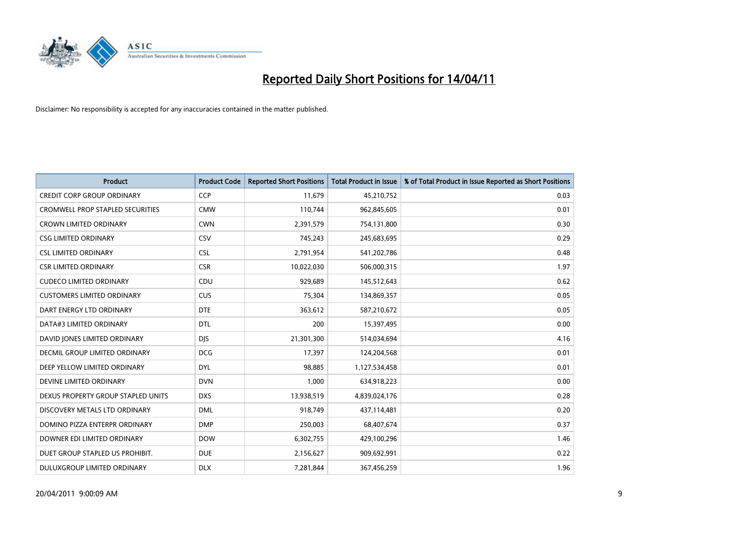# Reported Daily Short Positions for 14/04/11

Disclaimer: No responsibility is accepted for any inaccuracies contained in the matter published.

| Product | Product Code | Reported Short Positions | Total Product in Issue | % of Total Product in Issue Reported as Short Positions |
|---|---|---|---|---|
| CREDIT CORP GROUP ORDINARY | CCP | 11,679 | 45,210,752 | 0.03 |
| CROMWELL PROP STAPLED SECURITIES | CMW | 110,744 | 962,845,605 | 0.01 |
| CROWN LIMITED ORDINARY | CWN | 2,391,579 | 754,131,800 | 0.30 |
| CSG LIMITED ORDINARY | CSV | 745,243 | 245,683,695 | 0.29 |
| CSL LIMITED ORDINARY | CSL | 2,791,954 | 541,202,786 | 0.48 |
| CSR LIMITED ORDINARY | CSR | 10,022,030 | 506,000,315 | 1.97 |
| CUDECO LIMITED ORDINARY | CDU | 929,689 | 145,512,643 | 0.62 |
| CUSTOMERS LIMITED ORDINARY | CUS | 75,304 | 134,869,357 | 0.05 |
| DART ENERGY LTD ORDINARY | DTE | 363,612 | 587,210,672 | 0.05 |
| DATA#3 LIMITED ORDINARY | DTL | 200 | 15,397,495 | 0.00 |
| DAVID JONES LIMITED ORDINARY | DJS | 21,301,300 | 514,034,694 | 4.16 |
| DECMIL GROUP LIMITED ORDINARY | DCG | 17,397 | 124,204,568 | 0.01 |
| DEEP YELLOW LIMITED ORDINARY | DYL | 98,885 | 1,127,534,458 | 0.01 |
| DEVINE LIMITED ORDINARY | DVN | 1,000 | 634,918,223 | 0.00 |
| DEXUS PROPERTY GROUP STAPLED UNITS | DXS | 13,938,519 | 4,839,024,176 | 0.28 |
| DISCOVERY METALS LTD ORDINARY | DML | 918,749 | 437,114,481 | 0.20 |
| DOMINO PIZZA ENTERPR ORDINARY | DMP | 250,003 | 68,407,674 | 0.37 |
| DOWNER EDI LIMITED ORDINARY | DOW | 6,302,755 | 429,100,296 | 1.46 |
| DUET GROUP STAPLED US PROHIBIT. | DUE | 2,156,627 | 909,692,991 | 0.22 |
| DULUXGROUP LIMITED ORDINARY | DLX | 7,281,844 | 367,456,259 | 1.96 |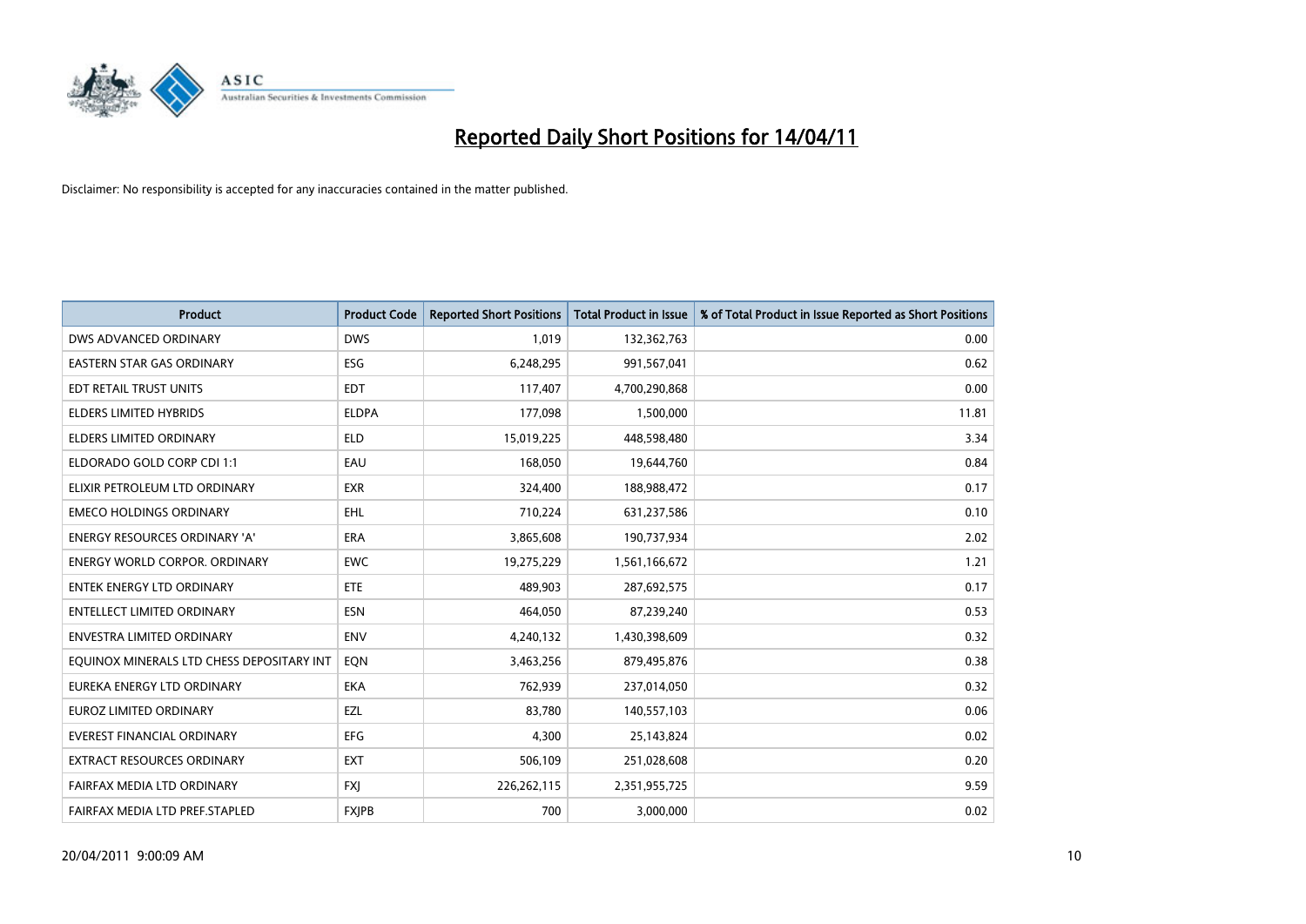# Reported Daily Short Positions for 14/04/11

Disclaimer: No responsibility is accepted for any inaccuracies contained in the matter published.

| Product | Product Code | Reported Short Positions | Total Product in Issue | % of Total Product in Issue Reported as Short Positions |
|---|---|---|---|---|
| DWS ADVANCED ORDINARY | DWS | 1,019 | 132,362,763 | 0.00 |
| EASTERN STAR GAS ORDINARY | ESG | 6,248,295 | 991,567,041 | 0.62 |
| EDT RETAIL TRUST UNITS | EDT | 117,407 | 4,700,290,868 | 0.00 |
| ELDERS LIMITED HYBRIDS | ELDPA | 177,098 | 1,500,000 | 11.81 |
| ELDERS LIMITED ORDINARY | ELD | 15,019,225 | 448,598,480 | 3.34 |
| ELDORADO GOLD CORP CDI 1:1 | EAU | 168,050 | 19,644,760 | 0.84 |
| ELIXIR PETROLEUM LTD ORDINARY | EXR | 324,400 | 188,988,472 | 0.17 |
| EMECO HOLDINGS ORDINARY | EHL | 710,224 | 631,237,586 | 0.10 |
| ENERGY RESOURCES ORDINARY 'A' | ERA | 3,865,608 | 190,737,934 | 2.02 |
| ENERGY WORLD CORPOR. ORDINARY | EWC | 19,275,229 | 1,561,166,672 | 1.21 |
| ENTEK ENERGY LTD ORDINARY | ETE | 489,903 | 287,692,575 | 0.17 |
| ENTELLECT LIMITED ORDINARY | ESN | 464,050 | 87,239,240 | 0.53 |
| ENVESTRA LIMITED ORDINARY | ENV | 4,240,132 | 1,430,398,609 | 0.32 |
| EQUINOX MINERALS LTD CHESS DEPOSITARY INT | EQN | 3,463,256 | 879,495,876 | 0.38 |
| EUREKA ENERGY LTD ORDINARY | EKA | 762,939 | 237,014,050 | 0.32 |
| EUROZ LIMITED ORDINARY | EZL | 83,780 | 140,557,103 | 0.06 |
| EVEREST FINANCIAL ORDINARY | EFG | 4,300 | 25,143,824 | 0.02 |
| EXTRACT RESOURCES ORDINARY | EXT | 506,109 | 251,028,608 | 0.20 |
| FAIRFAX MEDIA LTD ORDINARY | FXJ | 226,262,115 | 2,351,955,725 | 9.59 |
| FAIRFAX MEDIA LTD PREF.STAPLED | FXJPB | 700 | 3,000,000 | 0.02 |

20/04/2011 9:00:09 AM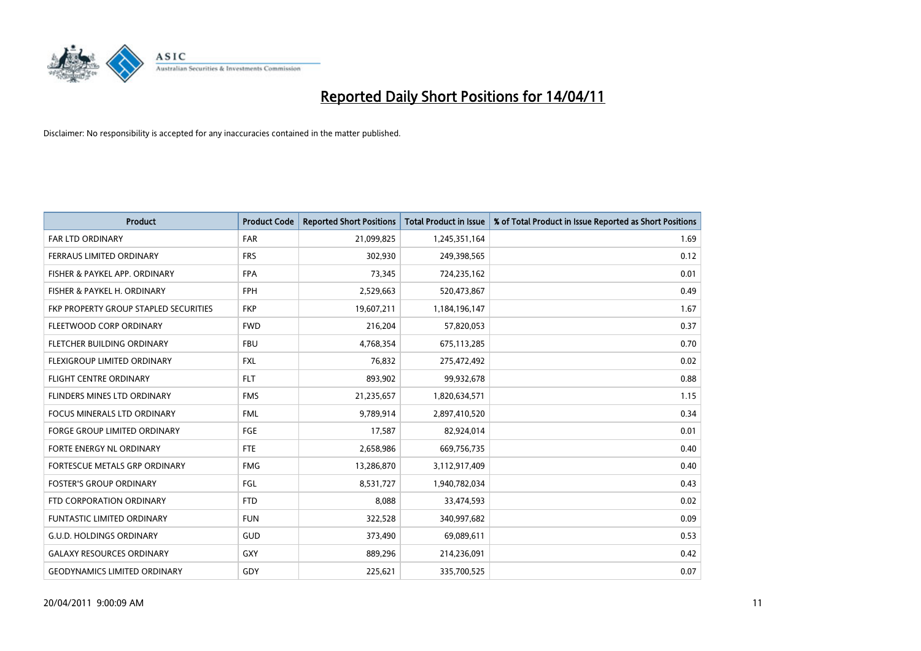# Reported Daily Short Positions for 14/04/11

Disclaimer: No responsibility is accepted for any inaccuracies contained in the matter published.

| Product | Product Code | Reported Short Positions | Total Product in Issue | % of Total Product in Issue Reported as Short Positions |
|---|---|---|---|---|
| FAR LTD ORDINARY | FAR | 21,099,825 | 1,245,351,164 | 1.69 |
| FERRAUS LIMITED ORDINARY | FRS | 302,930 | 249,398,565 | 0.12 |
| FISHER & PAYKEL APP. ORDINARY | FPA | 73,345 | 724,235,162 | 0.01 |
| FISHER & PAYKEL H. ORDINARY | FPH | 2,529,663 | 520,473,867 | 0.49 |
| FKP PROPERTY GROUP STAPLED SECURITIES | FKP | 19,607,211 | 1,184,196,147 | 1.67 |
| FLEETWOOD CORP ORDINARY | FWD | 216,204 | 57,820,053 | 0.37 |
| FLETCHER BUILDING ORDINARY | FBU | 4,768,354 | 675,113,285 | 0.70 |
| FLEXIGROUP LIMITED ORDINARY | FXL | 76,832 | 275,472,492 | 0.02 |
| FLIGHT CENTRE ORDINARY | FLT | 893,902 | 99,932,678 | 0.88 |
| FLINDERS MINES LTD ORDINARY | FMS | 21,235,657 | 1,820,634,571 | 1.15 |
| FOCUS MINERALS LTD ORDINARY | FML | 9,789,914 | 2,897,410,520 | 0.34 |
| FORGE GROUP LIMITED ORDINARY | FGE | 17,587 | 82,924,014 | 0.01 |
| FORTE ENERGY NL ORDINARY | FTE | 2,658,986 | 669,756,735 | 0.40 |
| FORTESCUE METALS GRP ORDINARY | FMG | 13,286,870 | 3,112,917,409 | 0.40 |
| FOSTER'S GROUP ORDINARY | FGL | 8,531,727 | 1,940,782,034 | 0.43 |
| FTD CORPORATION ORDINARY | FTD | 8,088 | 33,474,593 | 0.02 |
| FUNTASTIC LIMITED ORDINARY | FUN | 322,528 | 340,997,682 | 0.09 |
| G.U.D. HOLDINGS ORDINARY | GUD | 373,490 | 69,089,611 | 0.53 |
| GALAXY RESOURCES ORDINARY | GXY | 889,296 | 214,236,091 | 0.42 |
| GEODYNAMICS LIMITED ORDINARY | GDY | 225,621 | 335,700,525 | 0.07 |

20/04/2011 9:00:09 AM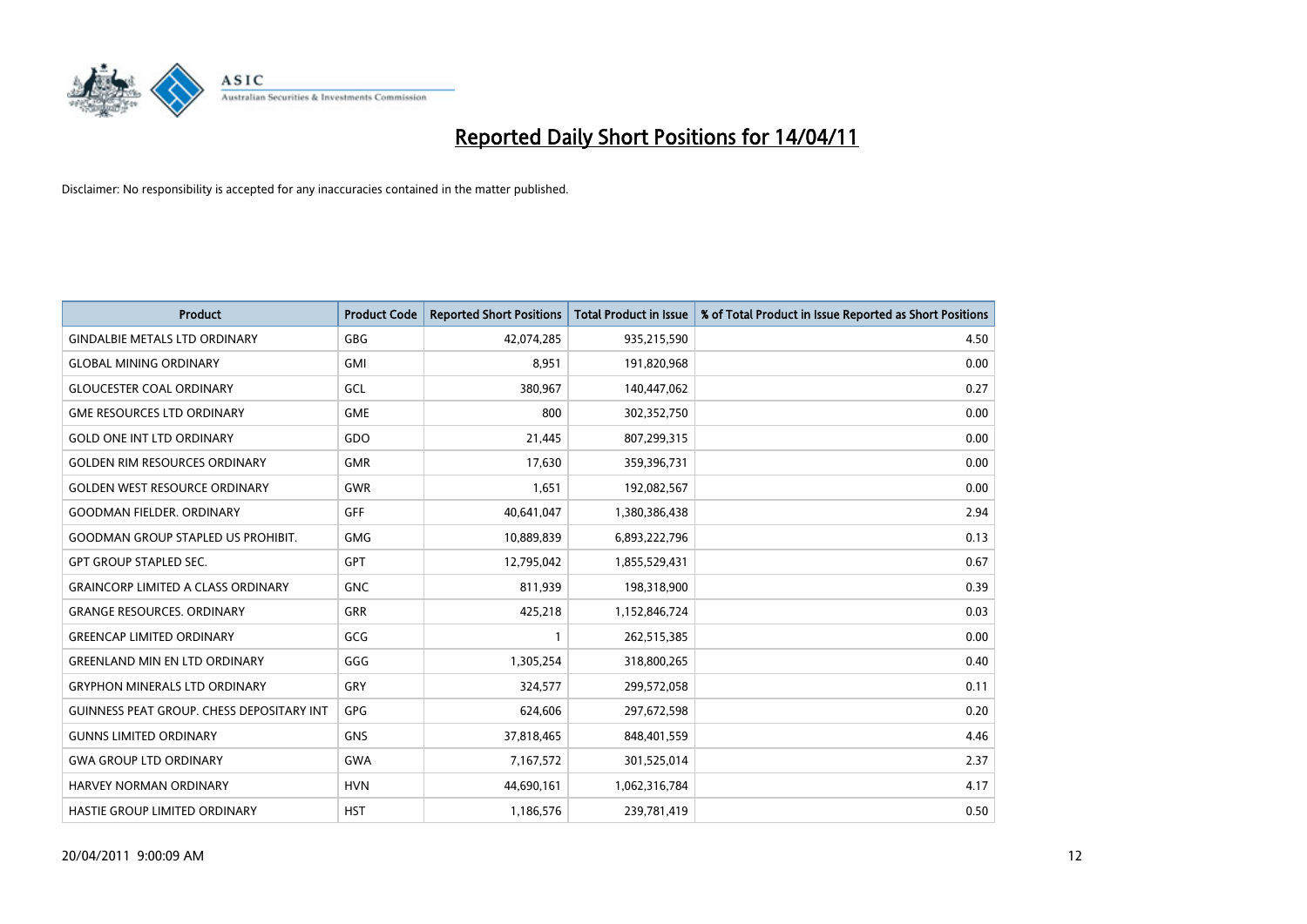# Reported Daily Short Positions for 14/04/11

Disclaimer: No responsibility is accepted for any inaccuracies contained in the matter published.

| Product | Product Code | Reported Short Positions | Total Product in Issue | % of Total Product in Issue Reported as Short Positions |
|---|---|---|---|---|
| GINDALBIE METALS LTD ORDINARY | GBG | 42,074,285 | 935,215,590 | 4.50 |
| GLOBAL MINING ORDINARY | GMI | 8,951 | 191,820,968 | 0.00 |
| GLOUCESTER COAL ORDINARY | GCL | 380,967 | 140,447,062 | 0.27 |
| GME RESOURCES LTD ORDINARY | GME | 800 | 302,352,750 | 0.00 |
| GOLD ONE INT LTD ORDINARY | GDO | 21,445 | 807,299,315 | 0.00 |
| GOLDEN RIM RESOURCES ORDINARY | GMR | 17,630 | 359,396,731 | 0.00 |
| GOLDEN WEST RESOURCE ORDINARY | GWR | 1,651 | 192,082,567 | 0.00 |
| GOODMAN FIELDER. ORDINARY | GFF | 40,641,047 | 1,380,386,438 | 2.94 |
| GOODMAN GROUP STAPLED US PROHIBIT. | GMG | 10,889,839 | 6,893,222,796 | 0.13 |
| GPT GROUP STAPLED SEC. | GPT | 12,795,042 | 1,855,529,431 | 0.67 |
| GRAINCORP LIMITED A CLASS ORDINARY | GNC | 811,939 | 198,318,900 | 0.39 |
| GRANGE RESOURCES. ORDINARY | GRR | 425,218 | 1,152,846,724 | 0.03 |
| GREENCAP LIMITED ORDINARY | GCG | 1 | 262,515,385 | 0.00 |
| GREENLAND MIN EN LTD ORDINARY | GGG | 1,305,254 | 318,800,265 | 0.40 |
| GRYPHON MINERALS LTD ORDINARY | GRY | 324,577 | 299,572,058 | 0.11 |
| GUINNESS PEAT GROUP. CHESS DEPOSITARY INT | GPG | 624,606 | 297,672,598 | 0.20 |
| GUNNS LIMITED ORDINARY | GNS | 37,818,465 | 848,401,559 | 4.46 |
| GWA GROUP LTD ORDINARY | GWA | 7,167,572 | 301,525,014 | 2.37 |
| HARVEY NORMAN ORDINARY | HVN | 44,690,161 | 1,062,316,784 | 4.17 |
| HASTIE GROUP LIMITED ORDINARY | HST | 1,186,576 | 239,781,419 | 0.50 |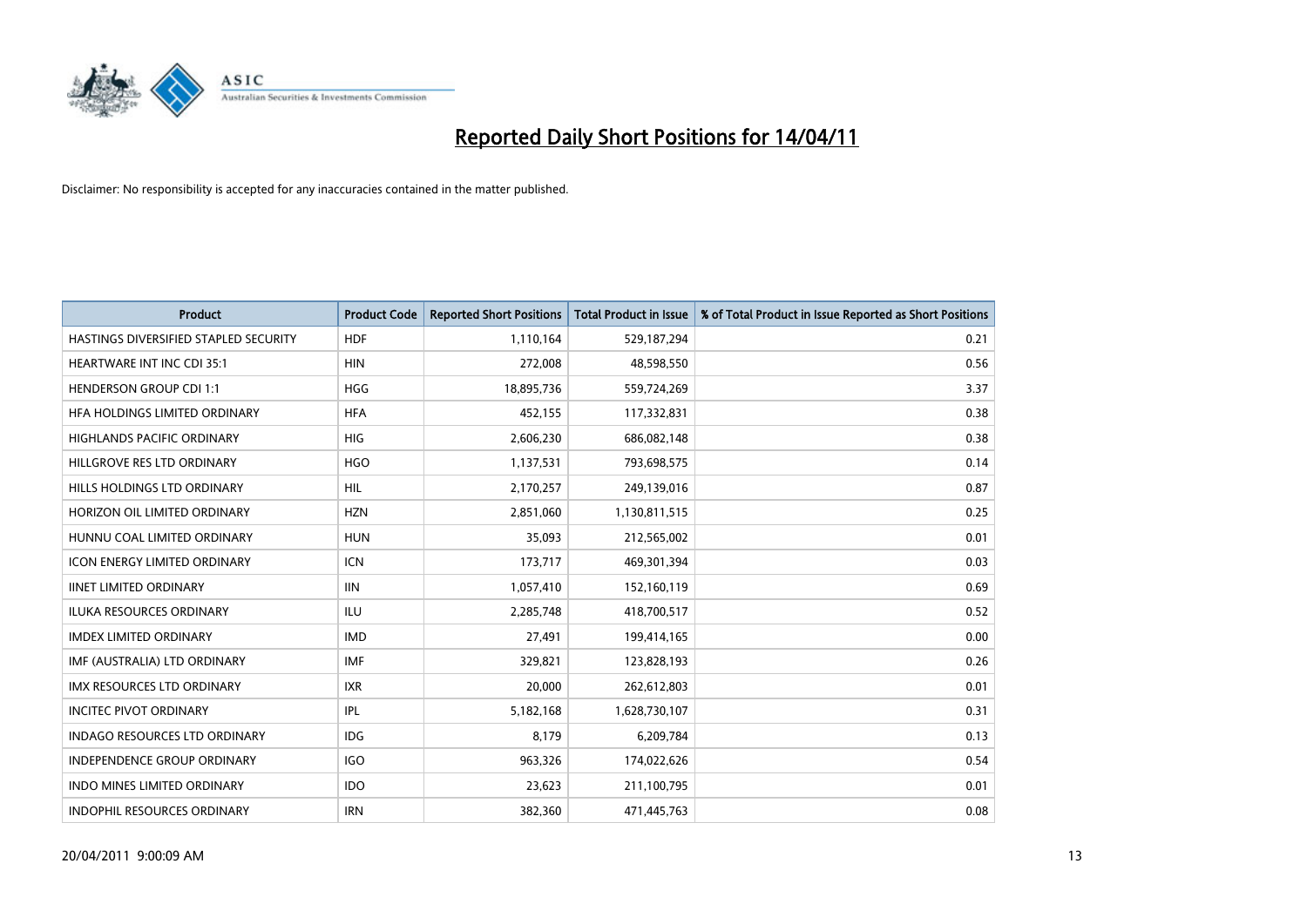# Reported Daily Short Positions for 14/04/11

Disclaimer: No responsibility is accepted for any inaccuracies contained in the matter published.

| Product | Product Code | Reported Short Positions | Total Product in Issue | % of Total Product in Issue Reported as Short Positions |
|---|---|---|---|---|
| HASTINGS DIVERSIFIED STAPLED SECURITY | HDF | 1,110,164 | 529,187,294 | 0.21 |
| HEARTWARE INT INC CDI 35:1 | HIN | 272,008 | 48,598,550 | 0.56 |
| HENDERSON GROUP CDI 1:1 | HGG | 18,895,736 | 559,724,269 | 3.37 |
| HFA HOLDINGS LIMITED ORDINARY | HFA | 452,155 | 117,332,831 | 0.38 |
| HIGHLANDS PACIFIC ORDINARY | HIG | 2,606,230 | 686,082,148 | 0.38 |
| HILLGROVE RES LTD ORDINARY | HGO | 1,137,531 | 793,698,575 | 0.14 |
| HILLS HOLDINGS LTD ORDINARY | HIL | 2,170,257 | 249,139,016 | 0.87 |
| HORIZON OIL LIMITED ORDINARY | HZN | 2,851,060 | 1,130,811,515 | 0.25 |
| HUNNU COAL LIMITED ORDINARY | HUN | 35,093 | 212,565,002 | 0.01 |
| ICON ENERGY LIMITED ORDINARY | ICN | 173,717 | 469,301,394 | 0.03 |
| IINET LIMITED ORDINARY | IIN | 1,057,410 | 152,160,119 | 0.69 |
| ILUKA RESOURCES ORDINARY | ILU | 2,285,748 | 418,700,517 | 0.52 |
| IMDEX LIMITED ORDINARY | IMD | 27,491 | 199,414,165 | 0.00 |
| IMF (AUSTRALIA) LTD ORDINARY | IMF | 329,821 | 123,828,193 | 0.26 |
| IMX RESOURCES LTD ORDINARY | IXR | 20,000 | 262,612,803 | 0.01 |
| INCITEC PIVOT ORDINARY | IPL | 5,182,168 | 1,628,730,107 | 0.31 |
| INDAGO RESOURCES LTD ORDINARY | IDG | 8,179 | 6,209,784 | 0.13 |
| INDEPENDENCE GROUP ORDINARY | IGO | 963,326 | 174,022,626 | 0.54 |
| INDO MINES LIMITED ORDINARY | IDO | 23,623 | 211,100,795 | 0.01 |
| INDOPHIL RESOURCES ORDINARY | IRN | 382,360 | 471,445,763 | 0.08 |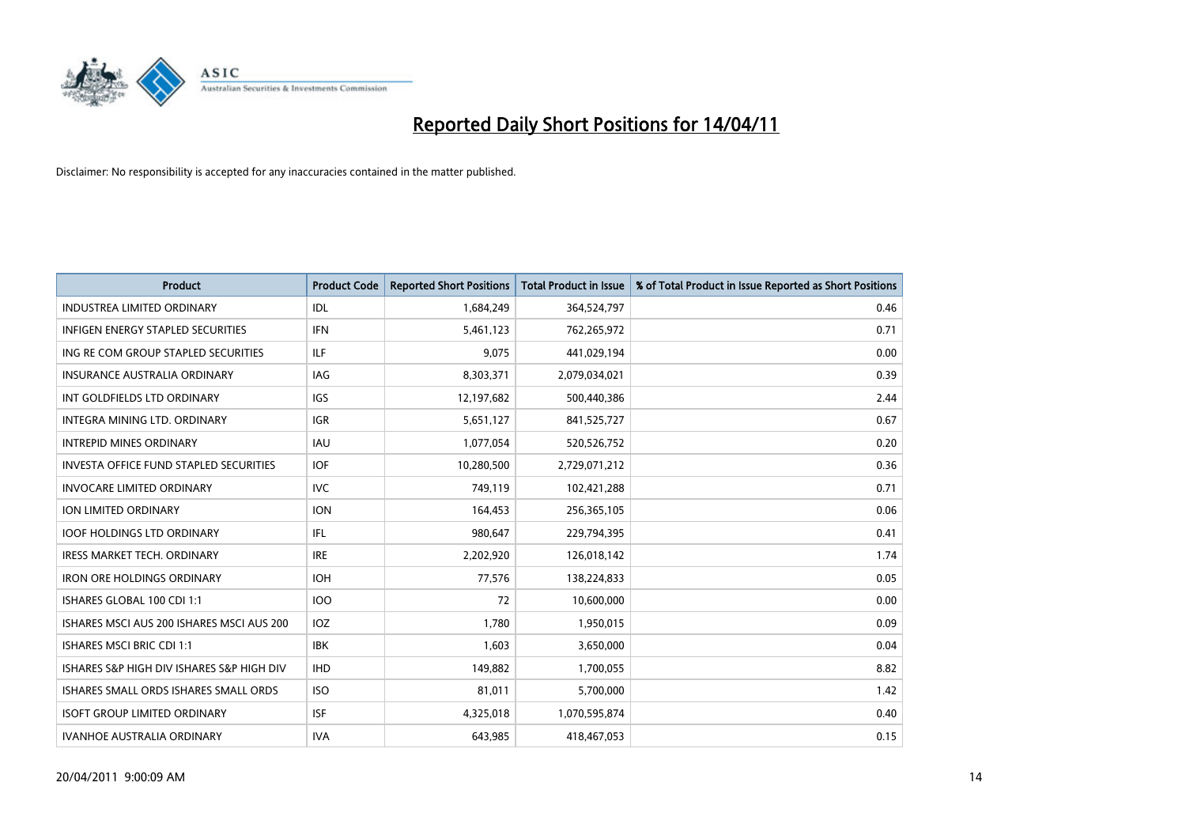# Reported Daily Short Positions for 14/04/11

Disclaimer: No responsibility is accepted for any inaccuracies contained in the matter published.

| Product | Product Code | Reported Short Positions | Total Product in Issue | % of Total Product in Issue Reported as Short Positions |
|---|---|---|---|---|
| INDUSTREA LIMITED ORDINARY | IDL | 1,684,249 | 364,524,797 | 0.46 |
| INFIGEN ENERGY STAPLED SECURITIES | IFN | 5,461,123 | 762,265,972 | 0.71 |
| ING RE COM GROUP STAPLED SECURITIES | ILF | 9,075 | 441,029,194 | 0.00 |
| INSURANCE AUSTRALIA ORDINARY | IAG | 8,303,371 | 2,079,034,021 | 0.39 |
| INT GOLDFIELDS LTD ORDINARY | IGS | 12,197,682 | 500,440,386 | 2.44 |
| INTEGRA MINING LTD. ORDINARY | IGR | 5,651,127 | 841,525,727 | 0.67 |
| INTREPID MINES ORDINARY | IAU | 1,077,054 | 520,526,752 | 0.20 |
| INVESTA OFFICE FUND STAPLED SECURITIES | IOF | 10,280,500 | 2,729,071,212 | 0.36 |
| INVOCARE LIMITED ORDINARY | IVC | 749,119 | 102,421,288 | 0.71 |
| ION LIMITED ORDINARY | ION | 164,453 | 256,365,105 | 0.06 |
| IOOF HOLDINGS LTD ORDINARY | IFL | 980,647 | 229,794,395 | 0.41 |
| IRESS MARKET TECH. ORDINARY | IRE | 2,202,920 | 126,018,142 | 1.74 |
| IRON ORE HOLDINGS ORDINARY | IOH | 77,576 | 138,224,833 | 0.05 |
| ISHARES GLOBAL 100 CDI 1:1 | IOO | 72 | 10,600,000 | 0.00 |
| ISHARES MSCI AUS 200 ISHARES MSCI AUS 200 | IOZ | 1,780 | 1,950,015 | 0.09 |
| ISHARES MSCI BRIC CDI 1:1 | IBK | 1,603 | 3,650,000 | 0.04 |
| ISHARES S&P HIGH DIV ISHARES S&P HIGH DIV | IHD | 149,882 | 1,700,055 | 8.82 |
| ISHARES SMALL ORDS ISHARES SMALL ORDS | ISO | 81,011 | 5,700,000 | 1.42 |
| ISOFT GROUP LIMITED ORDINARY | ISF | 4,325,018 | 1,070,595,874 | 0.40 |
| IVANHOE AUSTRALIA ORDINARY | IVA | 643,985 | 418,467,053 | 0.15 |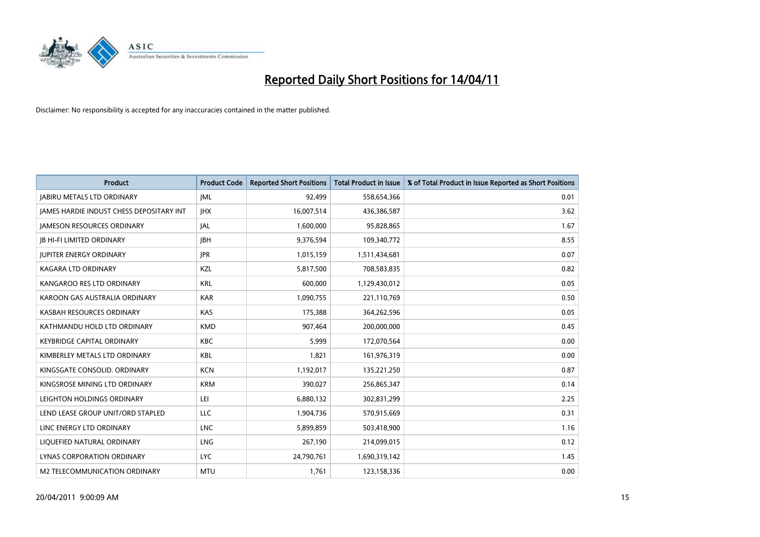# Reported Daily Short Positions for 14/04/11

Disclaimer: No responsibility is accepted for any inaccuracies contained in the matter published.

| Product | Product Code | Reported Short Positions | Total Product in Issue | % of Total Product in Issue Reported as Short Positions |
|---|---|---|---|---|
| JABIRU METALS LTD ORDINARY | JML | 92,499 | 558,654,366 | 0.01 |
| JAMES HARDIE INDUST CHESS DEPOSITARY INT | JHX | 16,007,514 | 436,386,587 | 3.62 |
| JAMESON RESOURCES ORDINARY | JAL | 1,600,000 | 95,828,865 | 1.67 |
| JB HI-FI LIMITED ORDINARY | JBH | 9,376,594 | 109,340,772 | 8.55 |
| JUPITER ENERGY ORDINARY | JPR | 1,015,159 | 1,511,434,681 | 0.07 |
| KAGARA LTD ORDINARY | KZL | 5,817,500 | 708,583,835 | 0.82 |
| KANGAROO RES LTD ORDINARY | KRL | 600,000 | 1,129,430,012 | 0.05 |
| KAROON GAS AUSTRALIA ORDINARY | KAR | 1,090,755 | 221,110,769 | 0.50 |
| KASBAH RESOURCES ORDINARY | KAS | 175,388 | 364,262,596 | 0.05 |
| KATHMANDU HOLD LTD ORDINARY | KMD | 907,464 | 200,000,000 | 0.45 |
| KEYBRIDGE CAPITAL ORDINARY | KBC | 5,999 | 172,070,564 | 0.00 |
| KIMBERLEY METALS LTD ORDINARY | KBL | 1,821 | 161,976,319 | 0.00 |
| KINGSGATE CONSOLID. ORDINARY | KCN | 1,192,017 | 135,221,250 | 0.87 |
| KINGSROSE MINING LTD ORDINARY | KRM | 390,027 | 256,865,347 | 0.14 |
| LEIGHTON HOLDINGS ORDINARY | LEI | 6,880,132 | 302,831,299 | 2.25 |
| LEND LEASE GROUP UNIT/ORD STAPLED | LLC | 1,904,736 | 570,915,669 | 0.31 |
| LINC ENERGY LTD ORDINARY | LNC | 5,899,859 | 503,418,900 | 1.16 |
| LIQUEFIED NATURAL ORDINARY | LNG | 267,190 | 214,099,015 | 0.12 |
| LYNAS CORPORATION ORDINARY | LYC | 24,790,761 | 1,690,319,142 | 1.45 |
| M2 TELECOMMUNICATION ORDINARY | MTU | 1,761 | 123,158,336 | 0.00 |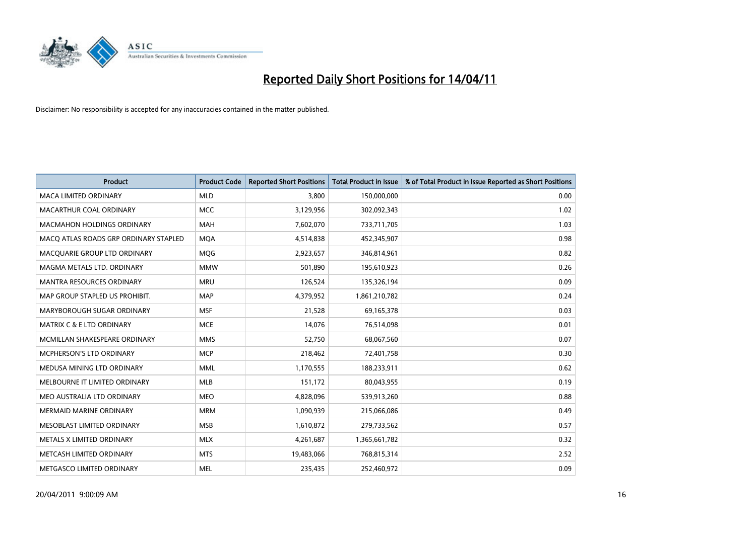# Reported Daily Short Positions for 14/04/11

Disclaimer: No responsibility is accepted for any inaccuracies contained in the matter published.

| Product | Product Code | Reported Short Positions | Total Product in Issue | % of Total Product in Issue Reported as Short Positions |
|---|---|---|---|---|
| MACA LIMITED ORDINARY | MLD | 3,800 | 150,000,000 | 0.00 |
| MACARTHUR COAL ORDINARY | MCC | 3,129,956 | 302,092,343 | 1.02 |
| MACMAHON HOLDINGS ORDINARY | MAH | 7,602,070 | 733,711,705 | 1.03 |
| MACQ ATLAS ROADS GRP ORDINARY STAPLED | MQA | 4,514,838 | 452,345,907 | 0.98 |
| MACQUARIE GROUP LTD ORDINARY | MQG | 2,923,657 | 346,814,961 | 0.82 |
| MAGMA METALS LTD. ORDINARY | MMW | 501,890 | 195,610,923 | 0.26 |
| MANTRA RESOURCES ORDINARY | MRU | 126,524 | 135,326,194 | 0.09 |
| MAP GROUP STAPLED US PROHIBIT. | MAP | 4,379,952 | 1,861,210,782 | 0.24 |
| MARYBOROUGH SUGAR ORDINARY | MSF | 21,528 | 69,165,378 | 0.03 |
| MATRIX C & E LTD ORDINARY | MCE | 14,076 | 76,514,098 | 0.01 |
| MCMILLAN SHAKESPEARE ORDINARY | MMS | 52,750 | 68,067,560 | 0.07 |
| MCPHERSON'S LTD ORDINARY | MCP | 218,462 | 72,401,758 | 0.30 |
| MEDUSA MINING LTD ORDINARY | MML | 1,170,555 | 188,233,911 | 0.62 |
| MELBOURNE IT LIMITED ORDINARY | MLB | 151,172 | 80,043,955 | 0.19 |
| MEO AUSTRALIA LTD ORDINARY | MEO | 4,828,096 | 539,913,260 | 0.88 |
| MERMAID MARINE ORDINARY | MRM | 1,090,939 | 215,066,086 | 0.49 |
| MESOBLAST LIMITED ORDINARY | MSB | 1,610,872 | 279,733,562 | 0.57 |
| METALS X LIMITED ORDINARY | MLX | 4,261,687 | 1,365,661,782 | 0.32 |
| METCASH LIMITED ORDINARY | MTS | 19,483,066 | 768,815,314 | 2.52 |
| METGASCO LIMITED ORDINARY | MEL | 235,435 | 252,460,972 | 0.09 |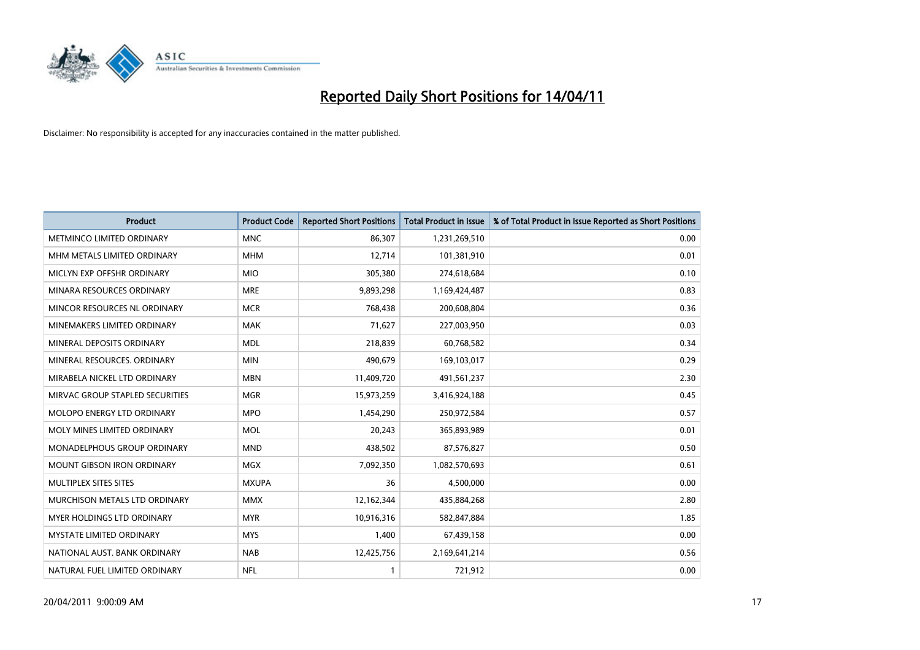# Reported Daily Short Positions for 14/04/11

Disclaimer: No responsibility is accepted for any inaccuracies contained in the matter published.

| Product | Product Code | Reported Short Positions | Total Product in Issue | % of Total Product in Issue Reported as Short Positions |
|---|---|---|---|---|
| METMINCO LIMITED ORDINARY | MNC | 86,307 | 1,231,269,510 | 0.00 |
| MHM METALS LIMITED ORDINARY | MHM | 12,714 | 101,381,910 | 0.01 |
| MICLYN EXP OFFSHR ORDINARY | MIO | 305,380 | 274,618,684 | 0.10 |
| MINARA RESOURCES ORDINARY | MRE | 9,893,298 | 1,169,424,487 | 0.83 |
| MINCOR RESOURCES NL ORDINARY | MCR | 768,438 | 200,608,804 | 0.36 |
| MINEMAKERS LIMITED ORDINARY | MAK | 71,627 | 227,003,950 | 0.03 |
| MINERAL DEPOSITS ORDINARY | MDL | 218,839 | 60,768,582 | 0.34 |
| MINERAL RESOURCES. ORDINARY | MIN | 490,679 | 169,103,017 | 0.29 |
| MIRABELA NICKEL LTD ORDINARY | MBN | 11,409,720 | 491,561,237 | 2.30 |
| MIRVAC GROUP STAPLED SECURITIES | MGR | 15,973,259 | 3,416,924,188 | 0.45 |
| MOLOPO ENERGY LTD ORDINARY | MPO | 1,454,290 | 250,972,584 | 0.57 |
| MOLY MINES LIMITED ORDINARY | MOL | 20,243 | 365,893,989 | 0.01 |
| MONADELPHOUS GROUP ORDINARY | MND | 438,502 | 87,576,827 | 0.50 |
| MOUNT GIBSON IRON ORDINARY | MGX | 7,092,350 | 1,082,570,693 | 0.61 |
| MULTIPLEX SITES SITES | MXUPA | 36 | 4,500,000 | 0.00 |
| MURCHISON METALS LTD ORDINARY | MMX | 12,162,344 | 435,884,268 | 2.80 |
| MYER HOLDINGS LTD ORDINARY | MYR | 10,916,316 | 582,847,884 | 1.85 |
| MYSTATE LIMITED ORDINARY | MYS | 1,400 | 67,439,158 | 0.00 |
| NATIONAL AUST. BANK ORDINARY | NAB | 12,425,756 | 2,169,641,214 | 0.56 |
| NATURAL FUEL LIMITED ORDINARY | NFL | 1 | 721,912 | 0.00 |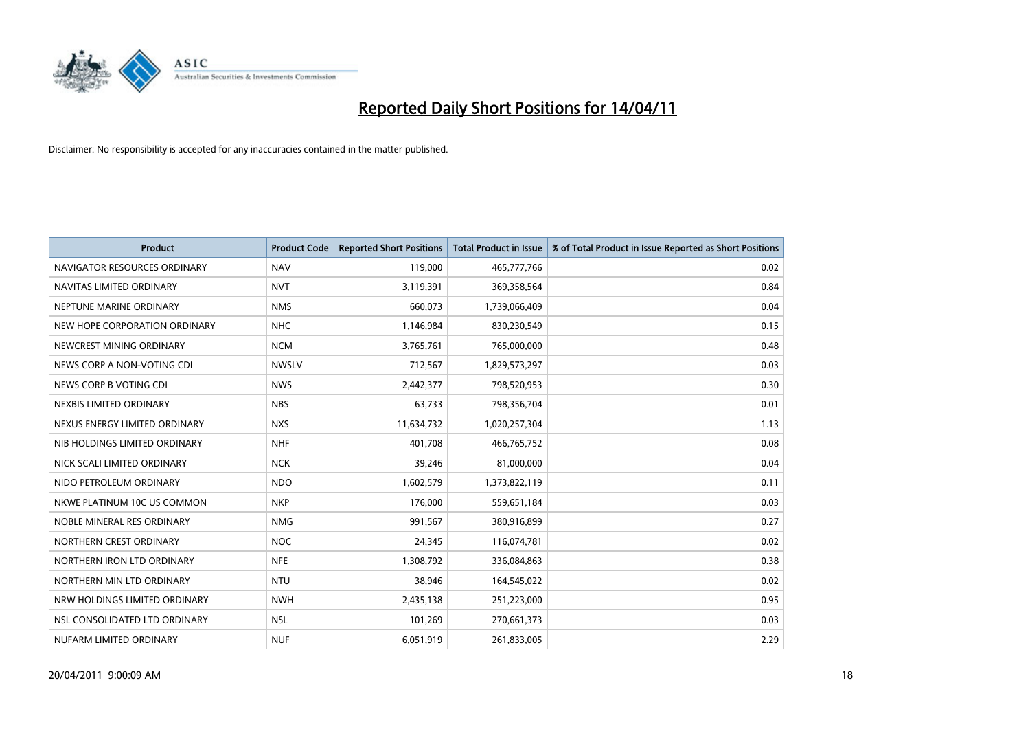# Reported Daily Short Positions for 14/04/11

Disclaimer: No responsibility is accepted for any inaccuracies contained in the matter published.

| Product | Product Code | Reported Short Positions | Total Product in Issue | % of Total Product in Issue Reported as Short Positions |
|---|---|---|---|---|
| NAVIGATOR RESOURCES ORDINARY | NAV | 119,000 | 465,777,766 | 0.02 |
| NAVITAS LIMITED ORDINARY | NVT | 3,119,391 | 369,358,564 | 0.84 |
| NEPTUNE MARINE ORDINARY | NMS | 660,073 | 1,739,066,409 | 0.04 |
| NEW HOPE CORPORATION ORDINARY | NHC | 1,146,984 | 830,230,549 | 0.15 |
| NEWCREST MINING ORDINARY | NCM | 3,765,761 | 765,000,000 | 0.48 |
| NEWS CORP A NON-VOTING CDI | NWSLV | 712,567 | 1,829,573,297 | 0.03 |
| NEWS CORP B VOTING CDI | NWS | 2,442,377 | 798,520,953 | 0.30 |
| NEXBIS LIMITED ORDINARY | NBS | 63,733 | 798,356,704 | 0.01 |
| NEXUS ENERGY LIMITED ORDINARY | NXS | 11,634,732 | 1,020,257,304 | 1.13 |
| NIB HOLDINGS LIMITED ORDINARY | NHF | 401,708 | 466,765,752 | 0.08 |
| NICK SCALI LIMITED ORDINARY | NCK | 39,246 | 81,000,000 | 0.04 |
| NIDO PETROLEUM ORDINARY | NDO | 1,602,579 | 1,373,822,119 | 0.11 |
| NKWE PLATINUM 10C US COMMON | NKP | 176,000 | 559,651,184 | 0.03 |
| NOBLE MINERAL RES ORDINARY | NMG | 991,567 | 380,916,899 | 0.27 |
| NORTHERN CREST ORDINARY | NOC | 24,345 | 116,074,781 | 0.02 |
| NORTHERN IRON LTD ORDINARY | NFE | 1,308,792 | 336,084,863 | 0.38 |
| NORTHERN MIN LTD ORDINARY | NTU | 38,946 | 164,545,022 | 0.02 |
| NRW HOLDINGS LIMITED ORDINARY | NWH | 2,435,138 | 251,223,000 | 0.95 |
| NSL CONSOLIDATED LTD ORDINARY | NSL | 101,269 | 270,661,373 | 0.03 |
| NUFARM LIMITED ORDINARY | NUF | 6,051,919 | 261,833,005 | 2.29 |

20/04/2011 9:00:09 AM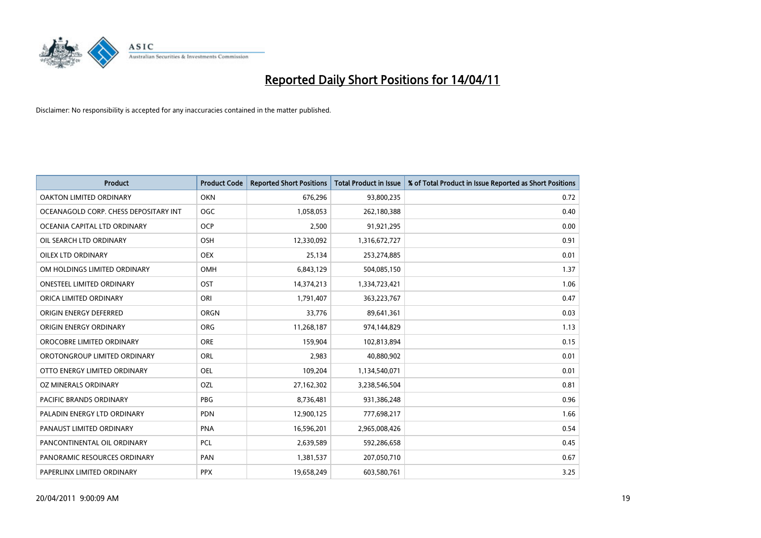# Reported Daily Short Positions for 14/04/11

Disclaimer: No responsibility is accepted for any inaccuracies contained in the matter published.

| Product | Product Code | Reported Short Positions | Total Product in Issue | % of Total Product in Issue Reported as Short Positions |
|---|---|---|---|---|
| OAKTON LIMITED ORDINARY | OKN | 676,296 | 93,800,235 | 0.72 |
| OCEANAGOLD CORP. CHESS DEPOSITARY INT | OGC | 1,058,053 | 262,180,388 | 0.40 |
| OCEANIA CAPITAL LTD ORDINARY | OCP | 2,500 | 91,921,295 | 0.00 |
| OIL SEARCH LTD ORDINARY | OSH | 12,330,092 | 1,316,672,727 | 0.91 |
| OILEX LTD ORDINARY | OEX | 25,134 | 253,274,885 | 0.01 |
| OM HOLDINGS LIMITED ORDINARY | OMH | 6,843,129 | 504,085,150 | 1.37 |
| ONESTEEL LIMITED ORDINARY | OST | 14,374,213 | 1,334,723,421 | 1.06 |
| ORICA LIMITED ORDINARY | ORI | 1,791,407 | 363,223,767 | 0.47 |
| ORIGIN ENERGY DEFERRED | ORGN | 33,776 | 89,641,361 | 0.03 |
| ORIGIN ENERGY ORDINARY | ORG | 11,268,187 | 974,144,829 | 1.13 |
| OROCOBRE LIMITED ORDINARY | ORE | 159,904 | 102,813,894 | 0.15 |
| OROTONGROUP LIMITED ORDINARY | ORL | 2,983 | 40,880,902 | 0.01 |
| OTTO ENERGY LIMITED ORDINARY | OEL | 109,204 | 1,134,540,071 | 0.01 |
| OZ MINERALS ORDINARY | OZL | 27,162,302 | 3,238,546,504 | 0.81 |
| PACIFIC BRANDS ORDINARY | PBG | 8,736,481 | 931,386,248 | 0.96 |
| PALADIN ENERGY LTD ORDINARY | PDN | 12,900,125 | 777,698,217 | 1.66 |
| PANAUST LIMITED ORDINARY | PNA | 16,596,201 | 2,965,008,426 | 0.54 |
| PANCONTINENTAL OIL ORDINARY | PCL | 2,639,589 | 592,286,658 | 0.45 |
| PANORAMIC RESOURCES ORDINARY | PAN | 1,381,537 | 207,050,710 | 0.67 |
| PAPERLINX LIMITED ORDINARY | PPX | 19,658,249 | 603,580,761 | 3.25 |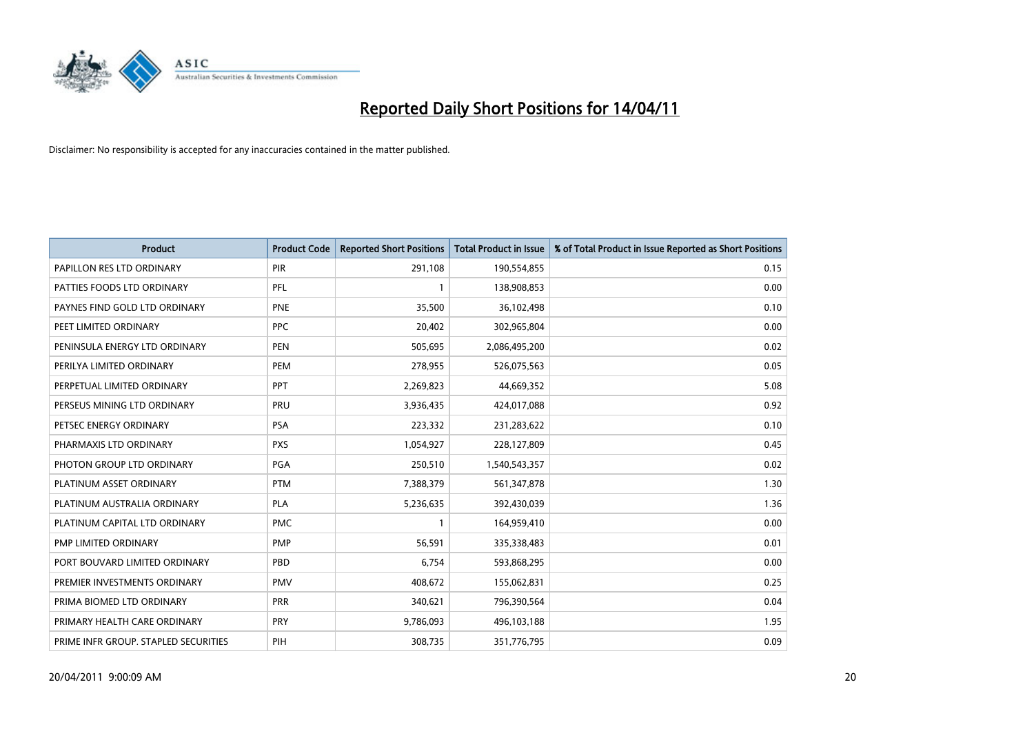# Reported Daily Short Positions for 14/04/11

Disclaimer: No responsibility is accepted for any inaccuracies contained in the matter published.

| Product | Product Code | Reported Short Positions | Total Product in Issue | % of Total Product in Issue Reported as Short Positions |
|---|---|---|---|---|
| PAPILLON RES LTD ORDINARY | PIR | 291,108 | 190,554,855 | 0.15 |
| PATTIES FOODS LTD ORDINARY | PFL | 1 | 138,908,853 | 0.00 |
| PAYNES FIND GOLD LTD ORDINARY | PNE | 35,500 | 36,102,498 | 0.10 |
| PEET LIMITED ORDINARY | PPC | 20,402 | 302,965,804 | 0.00 |
| PENINSULA ENERGY LTD ORDINARY | PEN | 505,695 | 2,086,495,200 | 0.02 |
| PERILYA LIMITED ORDINARY | PEM | 278,955 | 526,075,563 | 0.05 |
| PERPETUAL LIMITED ORDINARY | PPT | 2,269,823 | 44,669,352 | 5.08 |
| PERSEUS MINING LTD ORDINARY | PRU | 3,936,435 | 424,017,088 | 0.92 |
| PETSEC ENERGY ORDINARY | PSA | 223,332 | 231,283,622 | 0.10 |
| PHARMAXIS LTD ORDINARY | PXS | 1,054,927 | 228,127,809 | 0.45 |
| PHOTON GROUP LTD ORDINARY | PGA | 250,510 | 1,540,543,357 | 0.02 |
| PLATINUM ASSET ORDINARY | PTM | 7,388,379 | 561,347,878 | 1.30 |
| PLATINUM AUSTRALIA ORDINARY | PLA | 5,236,635 | 392,430,039 | 1.36 |
| PLATINUM CAPITAL LTD ORDINARY | PMC | 1 | 164,959,410 | 0.00 |
| PMP LIMITED ORDINARY | PMP | 56,591 | 335,338,483 | 0.01 |
| PORT BOUVARD LIMITED ORDINARY | PBD | 6,754 | 593,868,295 | 0.00 |
| PREMIER INVESTMENTS ORDINARY | PMV | 408,672 | 155,062,831 | 0.25 |
| PRIMA BIOMED LTD ORDINARY | PRR | 340,621 | 796,390,564 | 0.04 |
| PRIMARY HEALTH CARE ORDINARY | PRY | 9,786,093 | 496,103,188 | 1.95 |
| PRIME INFR GROUP. STAPLED SECURITIES | PIH | 308,735 | 351,776,795 | 0.09 |

20/04/2011 9:00:09 AM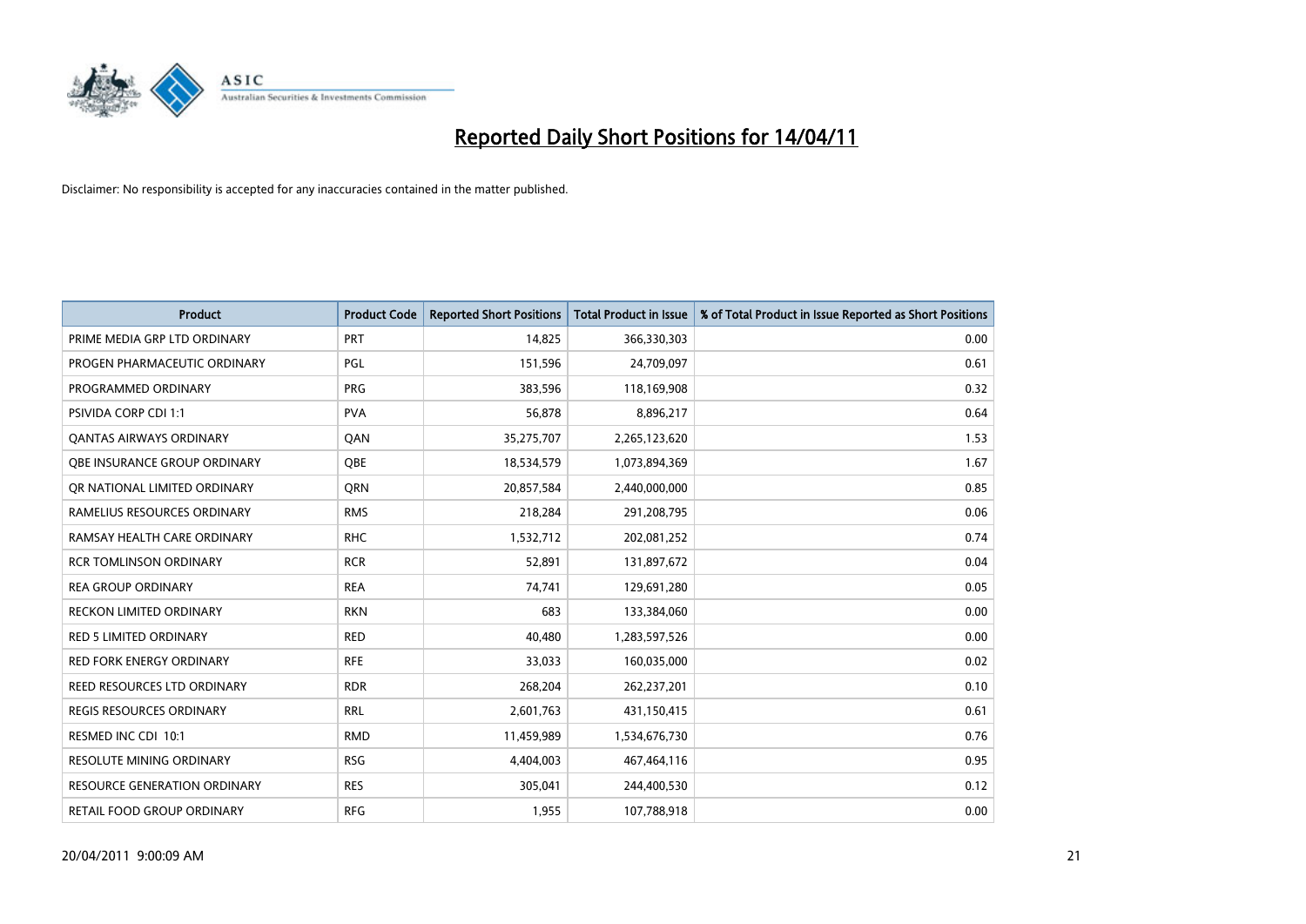# Reported Daily Short Positions for 14/04/11

Disclaimer: No responsibility is accepted for any inaccuracies contained in the matter published.

| Product | Product Code | Reported Short Positions | Total Product in Issue | % of Total Product in Issue Reported as Short Positions |
|---|---|---|---|---|
| PRIME MEDIA GRP LTD ORDINARY | PRT | 14,825 | 366,330,303 | 0.00 |
| PROGEN PHARMACEUTIC ORDINARY | PGL | 151,596 | 24,709,097 | 0.61 |
| PROGRAMMED ORDINARY | PRG | 383,596 | 118,169,908 | 0.32 |
| PSIVIDA CORP CDI 1:1 | PVA | 56,878 | 8,896,217 | 0.64 |
| QANTAS AIRWAYS ORDINARY | QAN | 35,275,707 | 2,265,123,620 | 1.53 |
| QBE INSURANCE GROUP ORDINARY | QBE | 18,534,579 | 1,073,894,369 | 1.67 |
| QR NATIONAL LIMITED ORDINARY | QRN | 20,857,584 | 2,440,000,000 | 0.85 |
| RAMELIUS RESOURCES ORDINARY | RMS | 218,284 | 291,208,795 | 0.06 |
| RAMSAY HEALTH CARE ORDINARY | RHC | 1,532,712 | 202,081,252 | 0.74 |
| RCR TOMLINSON ORDINARY | RCR | 52,891 | 131,897,672 | 0.04 |
| REA GROUP ORDINARY | REA | 74,741 | 129,691,280 | 0.05 |
| RECKON LIMITED ORDINARY | RKN | 683 | 133,384,060 | 0.00 |
| RED 5 LIMITED ORDINARY | RED | 40,480 | 1,283,597,526 | 0.00 |
| RED FORK ENERGY ORDINARY | RFE | 33,033 | 160,035,000 | 0.02 |
| REED RESOURCES LTD ORDINARY | RDR | 268,204 | 262,237,201 | 0.10 |
| REGIS RESOURCES ORDINARY | RRL | 2,601,763 | 431,150,415 | 0.61 |
| RESMED INC CDI 10:1 | RMD | 11,459,989 | 1,534,676,730 | 0.76 |
| RESOLUTE MINING ORDINARY | RSG | 4,404,003 | 467,464,116 | 0.95 |
| RESOURCE GENERATION ORDINARY | RES | 305,041 | 244,400,530 | 0.12 |
| RETAIL FOOD GROUP ORDINARY | RFG | 1,955 | 107,788,918 | 0.00 |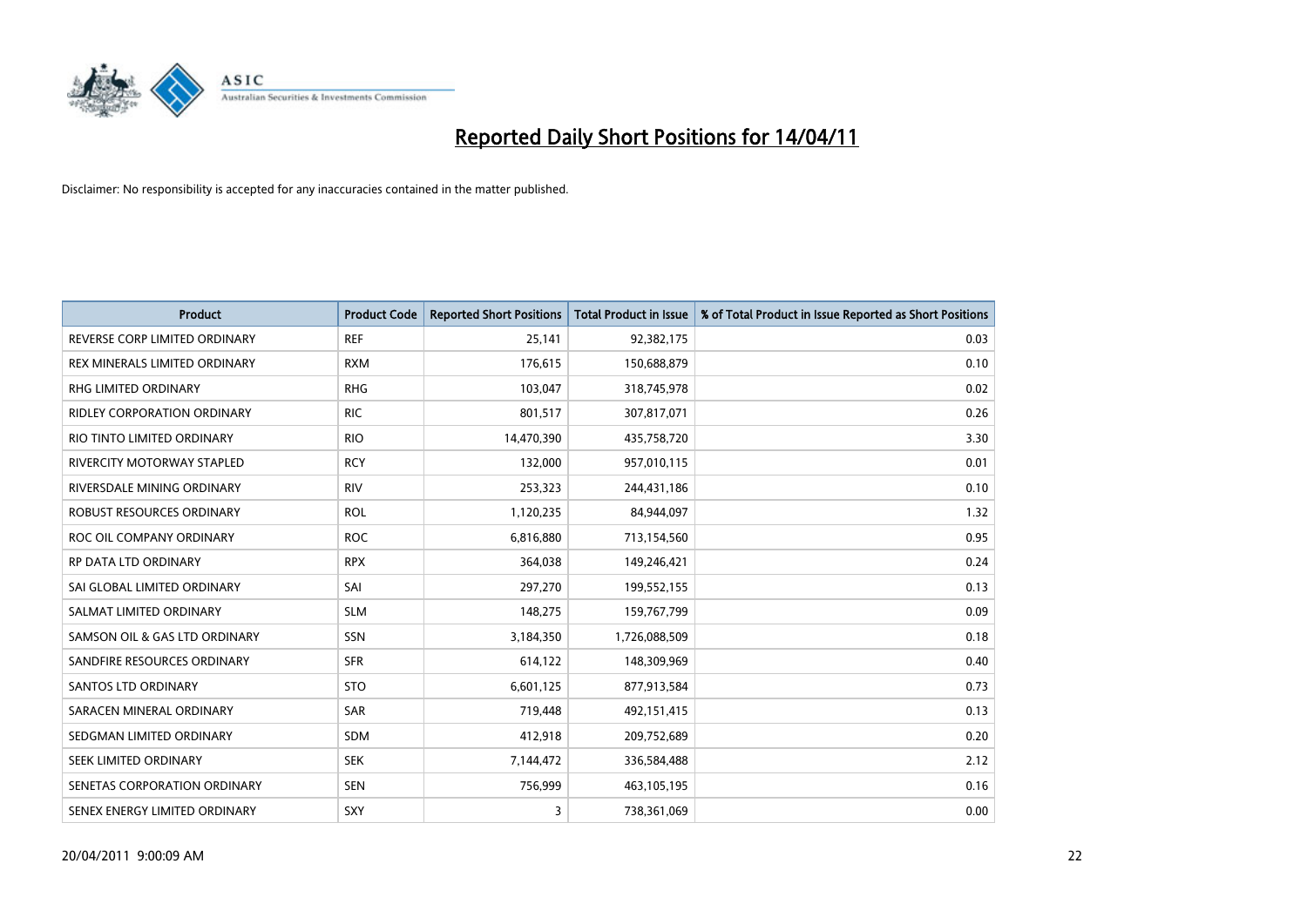# Reported Daily Short Positions for 14/04/11

Disclaimer: No responsibility is accepted for any inaccuracies contained in the matter published.

| Product | Product Code | Reported Short Positions | Total Product in Issue | % of Total Product in Issue Reported as Short Positions |
|---|---|---|---|---|
| REVERSE CORP LIMITED ORDINARY | REF | 25,141 | 92,382,175 | 0.03 |
| REX MINERALS LIMITED ORDINARY | RXM | 176,615 | 150,688,879 | 0.10 |
| RHG LIMITED ORDINARY | RHG | 103,047 | 318,745,978 | 0.02 |
| RIDLEY CORPORATION ORDINARY | RIC | 801,517 | 307,817,071 | 0.26 |
| RIO TINTO LIMITED ORDINARY | RIO | 14,470,390 | 435,758,720 | 3.30 |
| RIVERCITY MOTORWAY STAPLED | RCY | 132,000 | 957,010,115 | 0.01 |
| RIVERSDALE MINING ORDINARY | RIV | 253,323 | 244,431,186 | 0.10 |
| ROBUST RESOURCES ORDINARY | ROL | 1,120,235 | 84,944,097 | 1.32 |
| ROC OIL COMPANY ORDINARY | ROC | 6,816,880 | 713,154,560 | 0.95 |
| RP DATA LTD ORDINARY | RPX | 364,038 | 149,246,421 | 0.24 |
| SAI GLOBAL LIMITED ORDINARY | SAI | 297,270 | 199,552,155 | 0.13 |
| SALMAT LIMITED ORDINARY | SLM | 148,275 | 159,767,799 | 0.09 |
| SAMSON OIL & GAS LTD ORDINARY | SSN | 3,184,350 | 1,726,088,509 | 0.18 |
| SANDFIRE RESOURCES ORDINARY | SFR | 614,122 | 148,309,969 | 0.40 |
| SANTOS LTD ORDINARY | STO | 6,601,125 | 877,913,584 | 0.73 |
| SARACEN MINERAL ORDINARY | SAR | 719,448 | 492,151,415 | 0.13 |
| SEDGMAN LIMITED ORDINARY | SDM | 412,918 | 209,752,689 | 0.20 |
| SEEK LIMITED ORDINARY | SEK | 7,144,472 | 336,584,488 | 2.12 |
| SENETAS CORPORATION ORDINARY | SEN | 756,999 | 463,105,195 | 0.16 |
| SENEX ENERGY LIMITED ORDINARY | SXY | 3 | 738,361,069 | 0.00 |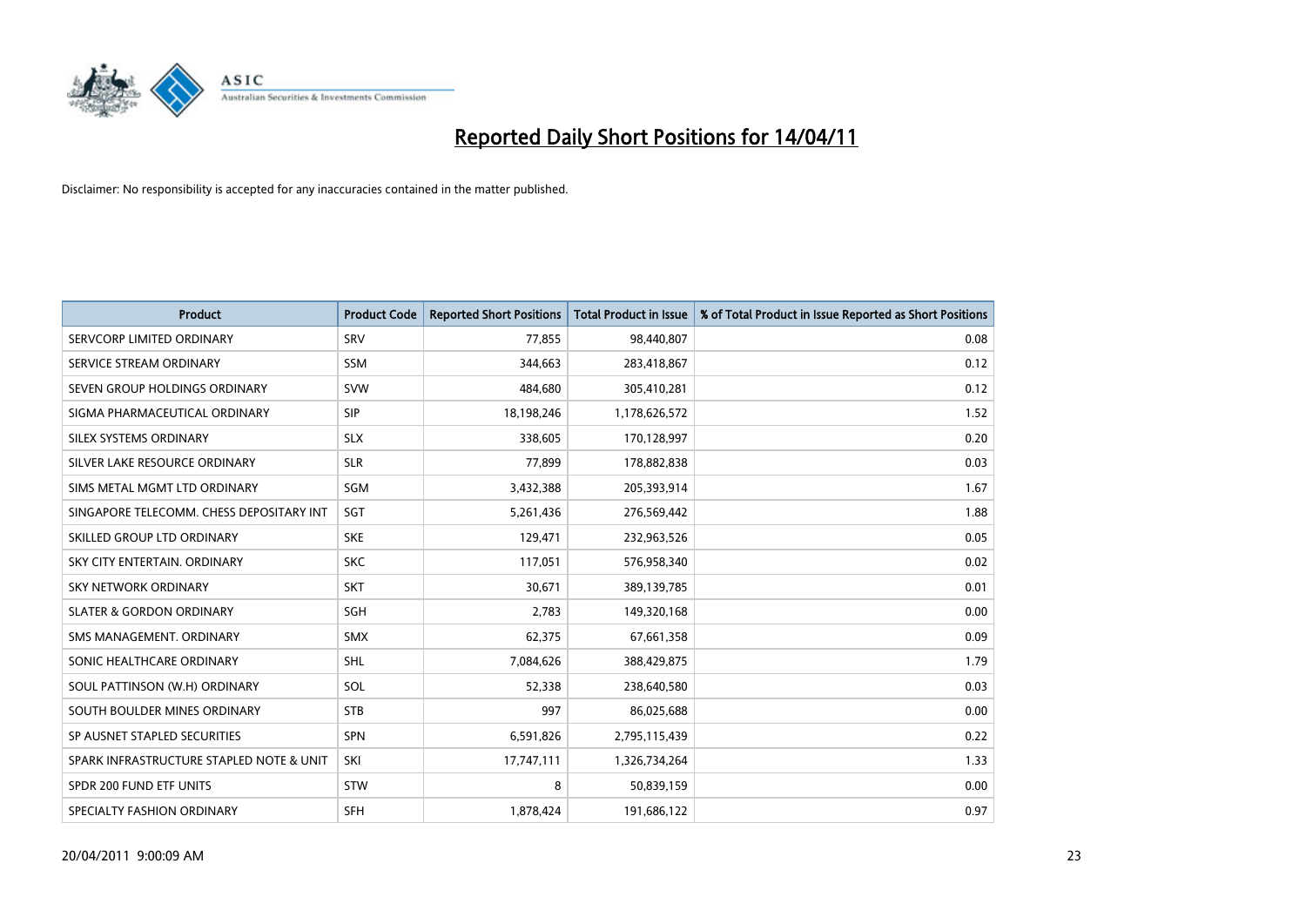# Reported Daily Short Positions for 14/04/11

Disclaimer: No responsibility is accepted for any inaccuracies contained in the matter published.

| Product | Product Code | Reported Short Positions | Total Product in Issue | % of Total Product in Issue Reported as Short Positions |
|---|---|---|---|---|
| SERVCORP LIMITED ORDINARY | SRV | 77,855 | 98,440,807 | 0.08 |
| SERVICE STREAM ORDINARY | SSM | 344,663 | 283,418,867 | 0.12 |
| SEVEN GROUP HOLDINGS ORDINARY | SVW | 484,680 | 305,410,281 | 0.12 |
| SIGMA PHARMACEUTICAL ORDINARY | SIP | 18,198,246 | 1,178,626,572 | 1.52 |
| SILEX SYSTEMS ORDINARY | SLX | 338,605 | 170,128,997 | 0.20 |
| SILVER LAKE RESOURCE ORDINARY | SLR | 77,899 | 178,882,838 | 0.03 |
| SIMS METAL MGMT LTD ORDINARY | SGM | 3,432,388 | 205,393,914 | 1.67 |
| SINGAPORE TELECOMM. CHESS DEPOSITARY INT | SGT | 5,261,436 | 276,569,442 | 1.88 |
| SKILLED GROUP LTD ORDINARY | SKE | 129,471 | 232,963,526 | 0.05 |
| SKY CITY ENTERTAIN. ORDINARY | SKC | 117,051 | 576,958,340 | 0.02 |
| SKY NETWORK ORDINARY | SKT | 30,671 | 389,139,785 | 0.01 |
| SLATER & GORDON ORDINARY | SGH | 2,783 | 149,320,168 | 0.00 |
| SMS MANAGEMENT. ORDINARY | SMX | 62,375 | 67,661,358 | 0.09 |
| SONIC HEALTHCARE ORDINARY | SHL | 7,084,626 | 388,429,875 | 1.79 |
| SOUL PATTINSON (W.H) ORDINARY | SOL | 52,338 | 238,640,580 | 0.03 |
| SOUTH BOULDER MINES ORDINARY | STB | 997 | 86,025,688 | 0.00 |
| SP AUSNET STAPLED SECURITIES | SPN | 6,591,826 | 2,795,115,439 | 0.22 |
| SPARK INFRASTRUCTURE STAPLED NOTE & UNIT | SKI | 17,747,111 | 1,326,734,264 | 1.33 |
| SPDR 200 FUND ETF UNITS | STW | 8 | 50,839,159 | 0.00 |
| SPECIALTY FASHION ORDINARY | SFH | 1,878,424 | 191,686,122 | 0.97 |

20/04/2011 9:00:09 AM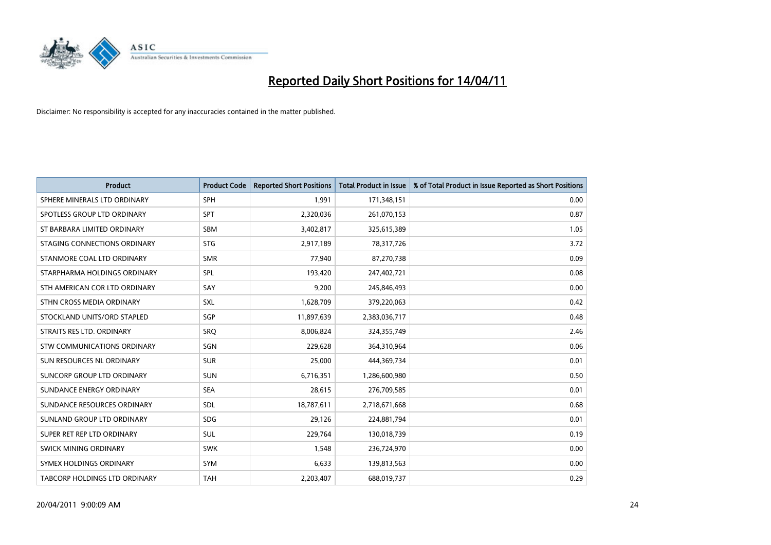# Reported Daily Short Positions for 14/04/11

Disclaimer: No responsibility is accepted for any inaccuracies contained in the matter published.

| Product | Product Code | Reported Short Positions | Total Product in Issue | % of Total Product in Issue Reported as Short Positions |
|---|---|---|---|---|
| SPHERE MINERALS LTD ORDINARY | SPH | 1,991 | 171,348,151 | 0.00 |
| SPOTLESS GROUP LTD ORDINARY | SPT | 2,320,036 | 261,070,153 | 0.87 |
| ST BARBARA LIMITED ORDINARY | SBM | 3,402,817 | 325,615,389 | 1.05 |
| STAGING CONNECTIONS ORDINARY | STG | 2,917,189 | 78,317,726 | 3.72 |
| STANMORE COAL LTD ORDINARY | SMR | 77,940 | 87,270,738 | 0.09 |
| STARPHARMA HOLDINGS ORDINARY | SPL | 193,420 | 247,402,721 | 0.08 |
| STH AMERICAN COR LTD ORDINARY | SAY | 9,200 | 245,846,493 | 0.00 |
| STHN CROSS MEDIA ORDINARY | SXL | 1,628,709 | 379,220,063 | 0.42 |
| STOCKLAND UNITS/ORD STAPLED | SGP | 11,897,639 | 2,383,036,717 | 0.48 |
| STRAITS RES LTD. ORDINARY | SRQ | 8,006,824 | 324,355,749 | 2.46 |
| STW COMMUNICATIONS ORDINARY | SGN | 229,628 | 364,310,964 | 0.06 |
| SUN RESOURCES NL ORDINARY | SUR | 25,000 | 444,369,734 | 0.01 |
| SUNCORP GROUP LTD ORDINARY | SUN | 6,716,351 | 1,286,600,980 | 0.50 |
| SUNDANCE ENERGY ORDINARY | SEA | 28,615 | 276,709,585 | 0.01 |
| SUNDANCE RESOURCES ORDINARY | SDL | 18,787,611 | 2,718,671,668 | 0.68 |
| SUNLAND GROUP LTD ORDINARY | SDG | 29,126 | 224,881,794 | 0.01 |
| SUPER RET REP LTD ORDINARY | SUL | 229,764 | 130,018,739 | 0.19 |
| SWICK MINING ORDINARY | SWK | 1,548 | 236,724,970 | 0.00 |
| SYMEX HOLDINGS ORDINARY | SYM | 6,633 | 139,813,563 | 0.00 |
| TABCORP HOLDINGS LTD ORDINARY | TAH | 2,203,407 | 688,019,737 | 0.29 |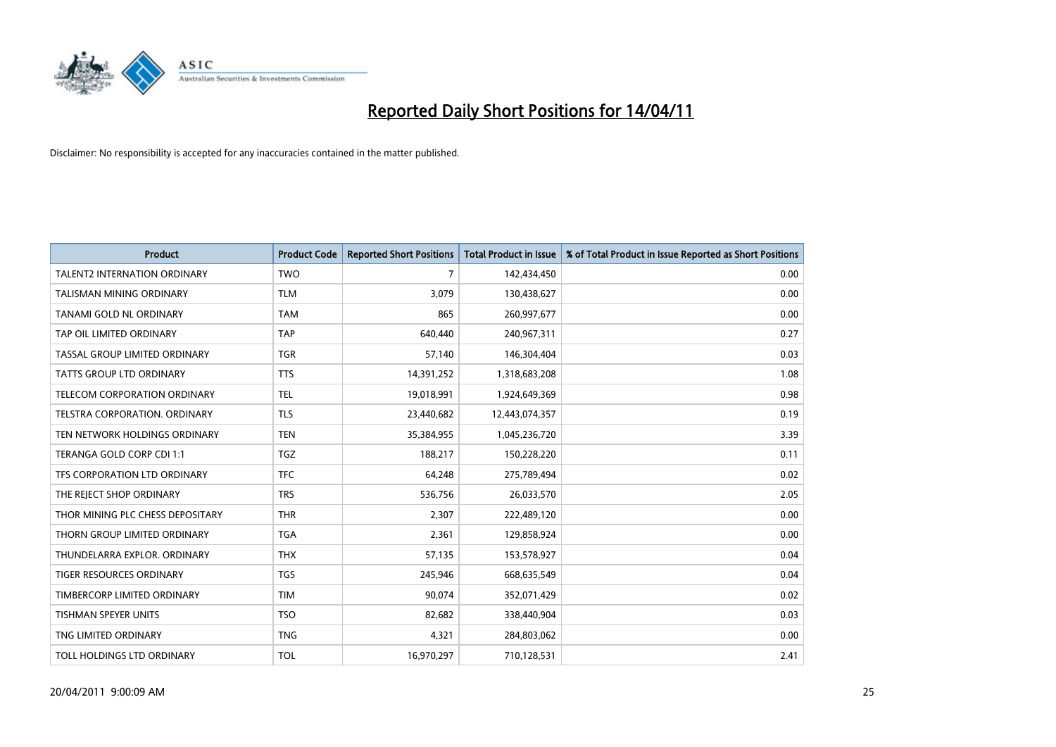# Reported Daily Short Positions for 14/04/11

Disclaimer: No responsibility is accepted for any inaccuracies contained in the matter published.

| Product | Product Code | Reported Short Positions | Total Product in Issue | % of Total Product in Issue Reported as Short Positions |
|---|---|---|---|---|
| TALENT2 INTERNATION ORDINARY | TWO | 7 | 142,434,450 | 0.00 |
| TALISMAN MINING ORDINARY | TLM | 3,079 | 130,438,627 | 0.00 |
| TANAMI GOLD NL ORDINARY | TAM | 865 | 260,997,677 | 0.00 |
| TAP OIL LIMITED ORDINARY | TAP | 640,440 | 240,967,311 | 0.27 |
| TASSAL GROUP LIMITED ORDINARY | TGR | 57,140 | 146,304,404 | 0.03 |
| TATTS GROUP LTD ORDINARY | TTS | 14,391,252 | 1,318,683,208 | 1.08 |
| TELECOM CORPORATION ORDINARY | TEL | 19,018,991 | 1,924,649,369 | 0.98 |
| TELSTRA CORPORATION. ORDINARY | TLS | 23,440,682 | 12,443,074,357 | 0.19 |
| TEN NETWORK HOLDINGS ORDINARY | TEN | 35,384,955 | 1,045,236,720 | 3.39 |
| TERANGA GOLD CORP CDI 1:1 | TGZ | 188,217 | 150,228,220 | 0.11 |
| TFS CORPORATION LTD ORDINARY | TFC | 64,248 | 275,789,494 | 0.02 |
| THE REJECT SHOP ORDINARY | TRS | 536,756 | 26,033,570 | 2.05 |
| THOR MINING PLC CHESS DEPOSITARY | THR | 2,307 | 222,489,120 | 0.00 |
| THORN GROUP LIMITED ORDINARY | TGA | 2,361 | 129,858,924 | 0.00 |
| THUNDELARRA EXPLOR. ORDINARY | THX | 57,135 | 153,578,927 | 0.04 |
| TIGER RESOURCES ORDINARY | TGS | 245,946 | 668,635,549 | 0.04 |
| TIMBERCORP LIMITED ORDINARY | TIM | 90,074 | 352,071,429 | 0.02 |
| TISHMAN SPEYER UNITS | TSO | 82,682 | 338,440,904 | 0.03 |
| TNG LIMITED ORDINARY | TNG | 4,321 | 284,803,062 | 0.00 |
| TOLL HOLDINGS LTD ORDINARY | TOL | 16,970,297 | 710,128,531 | 2.41 |

20/04/2011 9:00:09 AM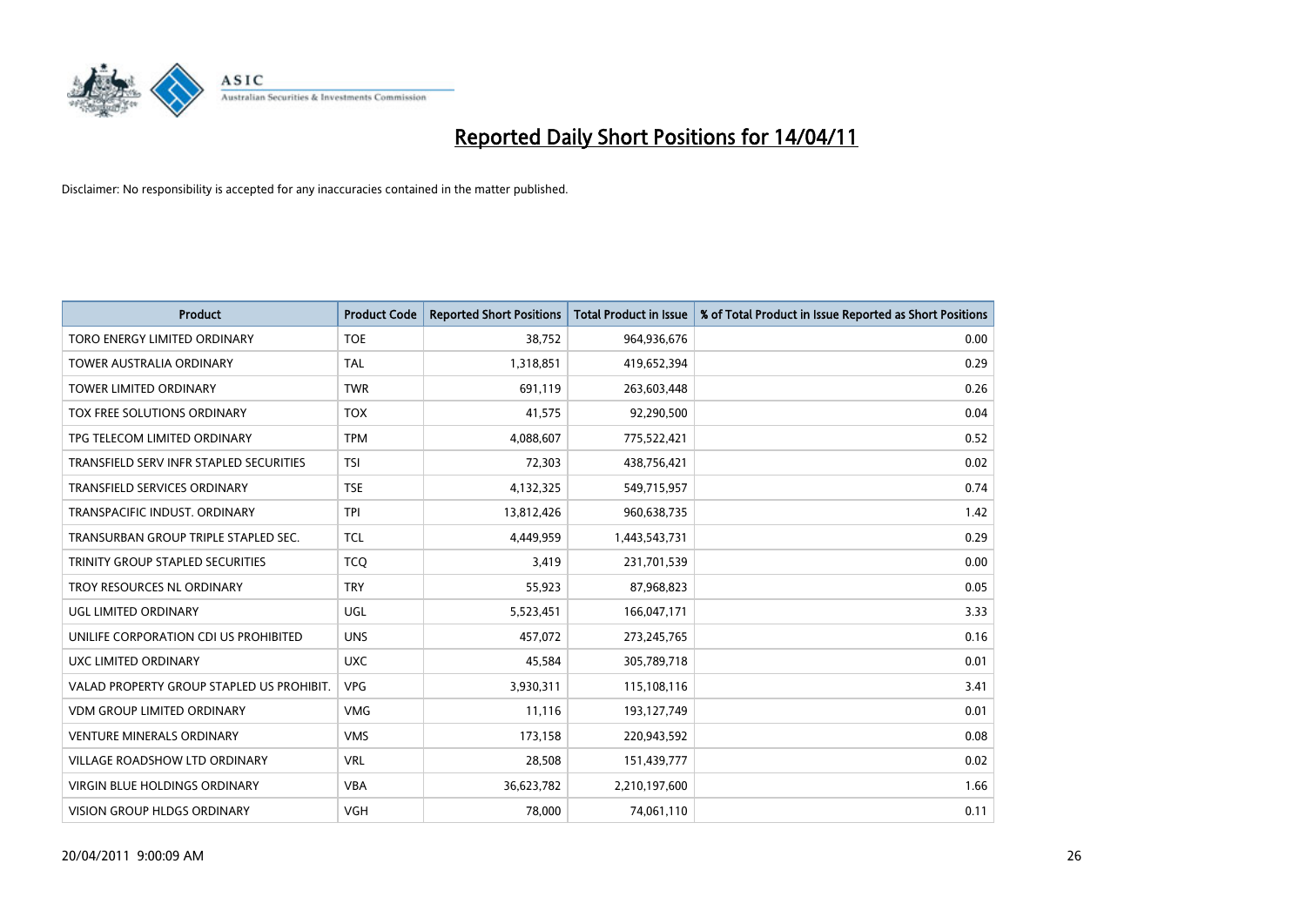# Reported Daily Short Positions for 14/04/11

Disclaimer: No responsibility is accepted for any inaccuracies contained in the matter published.

| Product | Product Code | Reported Short Positions | Total Product in Issue | % of Total Product in Issue Reported as Short Positions |
|---|---|---|---|---|
| TORO ENERGY LIMITED ORDINARY | TOE | 38,752 | 964,936,676 | 0.00 |
| TOWER AUSTRALIA ORDINARY | TAL | 1,318,851 | 419,652,394 | 0.29 |
| TOWER LIMITED ORDINARY | TWR | 691,119 | 263,603,448 | 0.26 |
| TOX FREE SOLUTIONS ORDINARY | TOX | 41,575 | 92,290,500 | 0.04 |
| TPG TELECOM LIMITED ORDINARY | TPM | 4,088,607 | 775,522,421 | 0.52 |
| TRANSFIELD SERV INFR STAPLED SECURITIES | TSI | 72,303 | 438,756,421 | 0.02 |
| TRANSFIELD SERVICES ORDINARY | TSE | 4,132,325 | 549,715,957 | 0.74 |
| TRANSPACIFIC INDUST. ORDINARY | TPI | 13,812,426 | 960,638,735 | 1.42 |
| TRANSURBAN GROUP TRIPLE STAPLED SEC. | TCL | 4,449,959 | 1,443,543,731 | 0.29 |
| TRINITY GROUP STAPLED SECURITIES | TCQ | 3,419 | 231,701,539 | 0.00 |
| TROY RESOURCES NL ORDINARY | TRY | 55,923 | 87,968,823 | 0.05 |
| UGL LIMITED ORDINARY | UGL | 5,523,451 | 166,047,171 | 3.33 |
| UNILIFE CORPORATION CDI US PROHIBITED | UNS | 457,072 | 273,245,765 | 0.16 |
| UXC LIMITED ORDINARY | UXC | 45,584 | 305,789,718 | 0.01 |
| VALAD PROPERTY GROUP STAPLED US PROHIBIT. | VPG | 3,930,311 | 115,108,116 | 3.41 |
| VDM GROUP LIMITED ORDINARY | VMG | 11,116 | 193,127,749 | 0.01 |
| VENTURE MINERALS ORDINARY | VMS | 173,158 | 220,943,592 | 0.08 |
| VILLAGE ROADSHOW LTD ORDINARY | VRL | 28,508 | 151,439,777 | 0.02 |
| VIRGIN BLUE HOLDINGS ORDINARY | VBA | 36,623,782 | 2,210,197,600 | 1.66 |
| VISION GROUP HLDGS ORDINARY | VGH | 78,000 | 74,061,110 | 0.11 |

20/04/2011 9:00:09 AM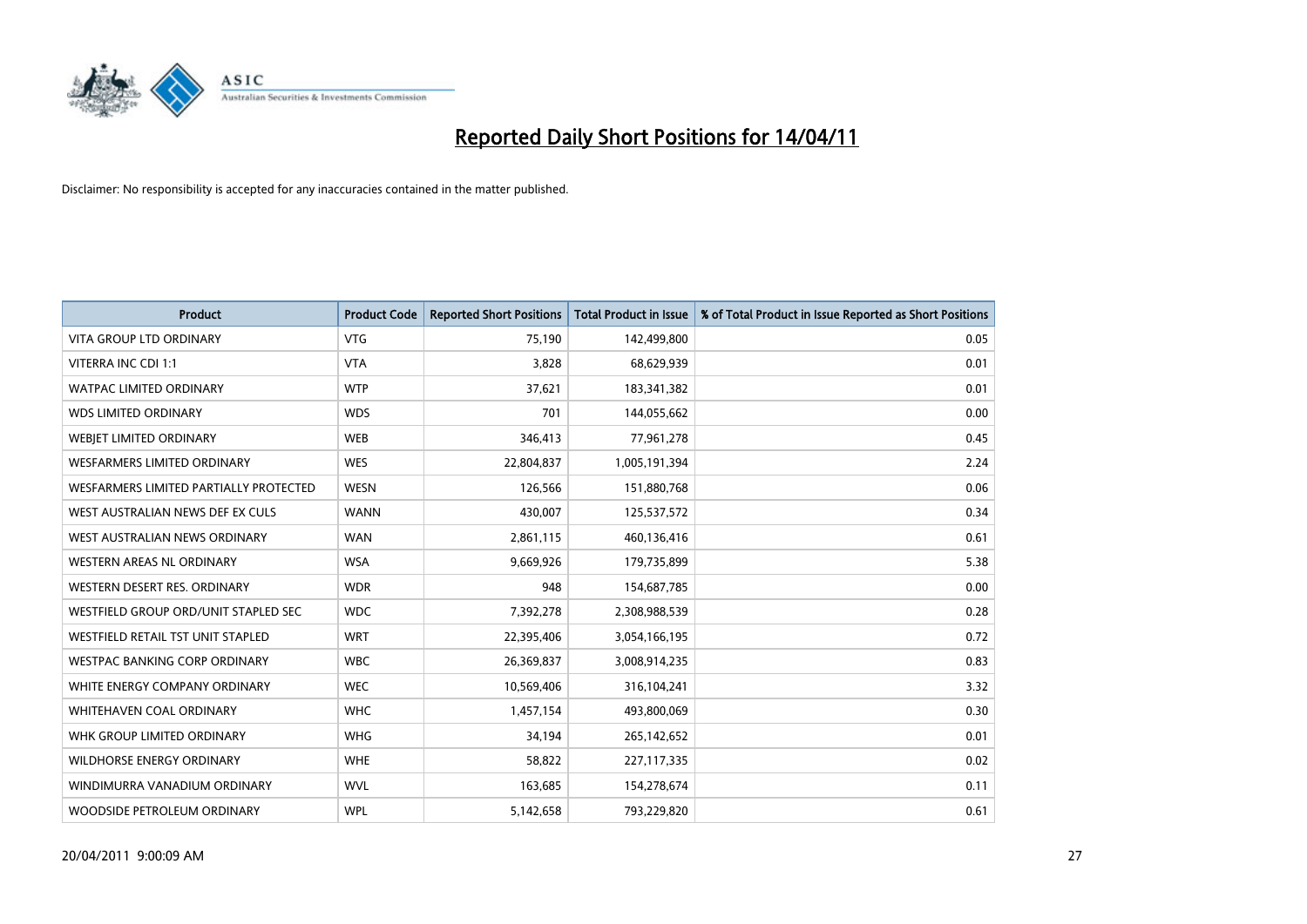# Reported Daily Short Positions for 14/04/11

Disclaimer: No responsibility is accepted for any inaccuracies contained in the matter published.

| Product | Product Code | Reported Short Positions | Total Product in Issue | % of Total Product in Issue Reported as Short Positions |
| --- | --- | --- | --- | --- |
| VITA GROUP LTD ORDINARY | VTG | 75,190 | 142,499,800 | 0.05 |
| VITERRA INC CDI 1:1 | VTA | 3,828 | 68,629,939 | 0.01 |
| WATPAC LIMITED ORDINARY | WTP | 37,621 | 183,341,382 | 0.01 |
| WDS LIMITED ORDINARY | WDS | 701 | 144,055,662 | 0.00 |
| WEBJET LIMITED ORDINARY | WEB | 346,413 | 77,961,278 | 0.45 |
| WESFARMERS LIMITED ORDINARY | WES | 22,804,837 | 1,005,191,394 | 2.24 |
| WESFARMERS LIMITED PARTIALLY PROTECTED | WESN | 126,566 | 151,880,768 | 0.06 |
| WEST AUSTRALIAN NEWS DEF EX CULS | WANN | 430,007 | 125,537,572 | 0.34 |
| WEST AUSTRALIAN NEWS ORDINARY | WAN | 2,861,115 | 460,136,416 | 0.61 |
| WESTERN AREAS NL ORDINARY | WSA | 9,669,926 | 179,735,899 | 5.38 |
| WESTERN DESERT RES. ORDINARY | WDR | 948 | 154,687,785 | 0.00 |
| WESTFIELD GROUP ORD/UNIT STAPLED SEC | WDC | 7,392,278 | 2,308,988,539 | 0.28 |
| WESTFIELD RETAIL TST UNIT STAPLED | WRT | 22,395,406 | 3,054,166,195 | 0.72 |
| WESTPAC BANKING CORP ORDINARY | WBC | 26,369,837 | 3,008,914,235 | 0.83 |
| WHITE ENERGY COMPANY ORDINARY | WEC | 10,569,406 | 316,104,241 | 3.32 |
| WHITEHAVEN COAL ORDINARY | WHC | 1,457,154 | 493,800,069 | 0.30 |
| WHK GROUP LIMITED ORDINARY | WHG | 34,194 | 265,142,652 | 0.01 |
| WILDHORSE ENERGY ORDINARY | WHE | 58,822 | 227,117,335 | 0.02 |
| WINDIMURRA VANADIUM ORDINARY | WVL | 163,685 | 154,278,674 | 0.11 |
| WOODSIDE PETROLEUM ORDINARY | WPL | 5,142,658 | 793,229,820 | 0.61 |

20/04/2011 9:00:09 AM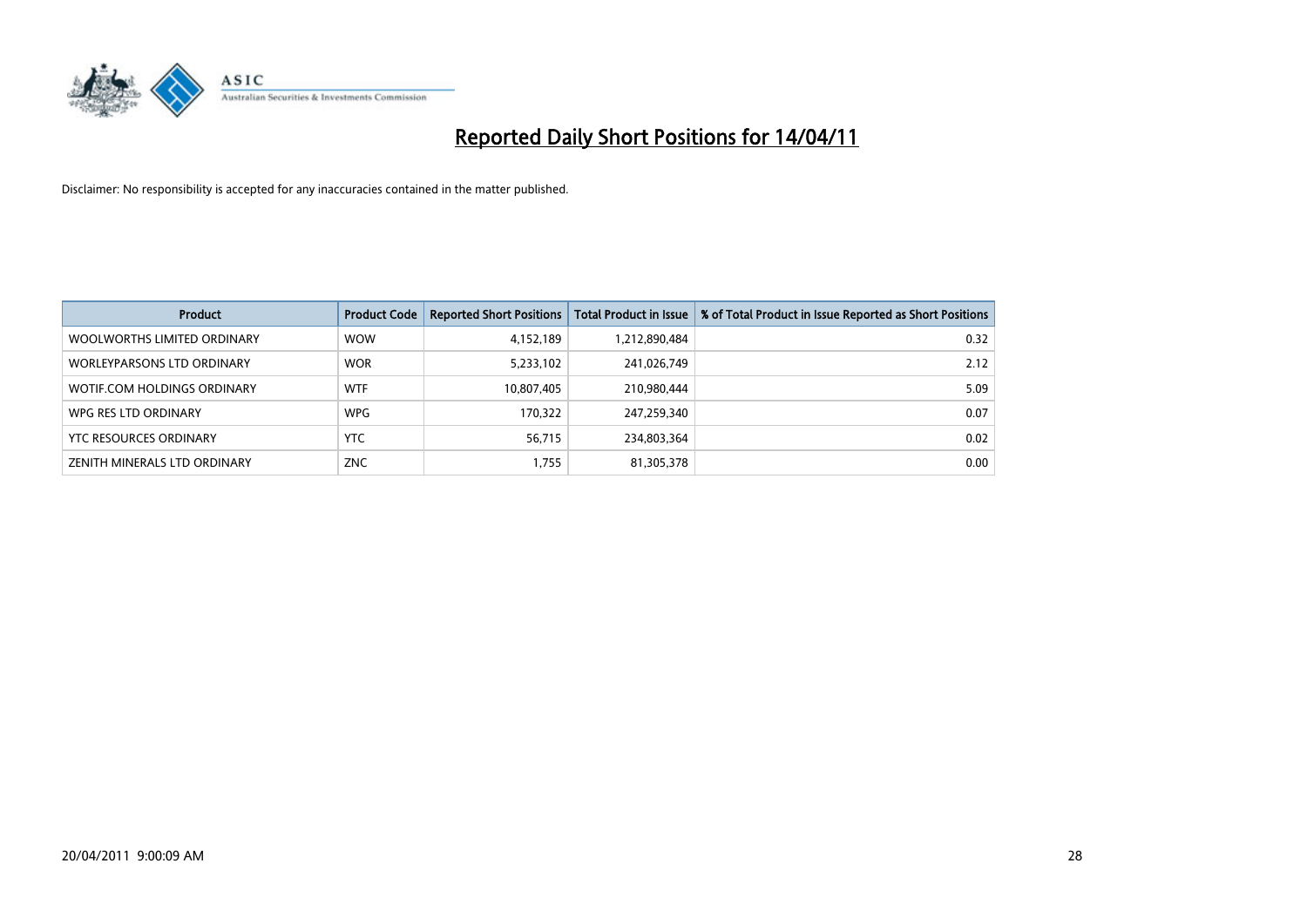# Reported Daily Short Positions for 14/04/11

Disclaimer: No responsibility is accepted for any inaccuracies contained in the matter published.

| Product | Product Code | Reported Short Positions | Total Product in Issue | % of Total Product in Issue Reported as Short Positions |
|---|---|---|---|---|
| WOOLWORTHS LIMITED ORDINARY | WOW | 4,152,189 | 1,212,890,484 | 0.32 |
| WORLEYPARSONS LTD ORDINARY | WOR | 5,233,102 | 241,026,749 | 2.12 |
| WOTIF.COM HOLDINGS ORDINARY | WTF | 10,807,405 | 210,980,444 | 5.09 |
| WPG RES LTD ORDINARY | WPG | 170,322 | 247,259,340 | 0.07 |
| YTC RESOURCES ORDINARY | YTC | 56,715 | 234,803,364 | 0.02 |
| ZENITH MINERALS LTD ORDINARY | ZNC | 1,755 | 81,305,378 | 0.00 |

20/04/2011 9:00:09 AM